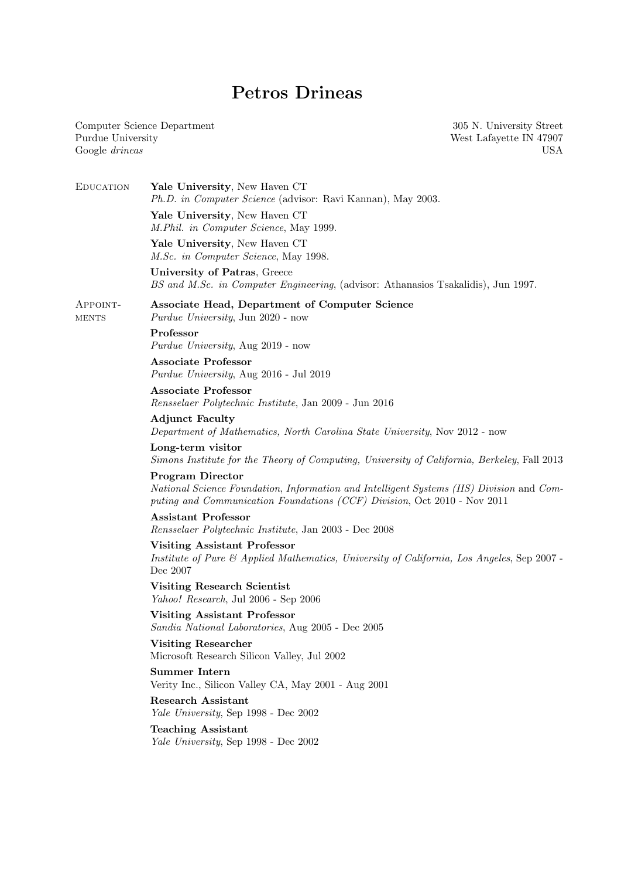# Petros Drineas

Computer Science Department
Purdue University
Google *drineas*

305 N. University Street
West Lafayette IN 47907
USA

## Education

**Yale University**, New Haven CT
*Ph.D. in Computer Science* (advisor: Ravi Kannan), May 2003.

**Yale University**, New Haven CT
*M.Phil. in Computer Science*, May 1999.

**Yale University**, New Haven CT
*M.Sc. in Computer Science*, May 1998.

**University of Patras**, Greece
*BS and M.Sc. in Computer Engineering*, (advisor: Athanasios Tsakalidis), Jun 1997.

## Appointments

**Associate Head, Department of Computer Science**
*Purdue University*, Jun 2020 - now

**Professor**
*Purdue University*, Aug 2019 - now

**Associate Professor**
*Purdue University*, Aug 2016 - Jul 2019

**Associate Professor**
*Rensselaer Polytechnic Institute*, Jan 2009 - Jun 2016

**Adjunct Faculty**
*Department of Mathematics, North Carolina State University*, Nov 2012 - now

**Long-term visitor**
*Simons Institute for the Theory of Computing, University of California, Berkeley*, Fall 2013

**Program Director**
*National Science Foundation*, *Information and Intelligent Systems (IIS) Division* and *Computing and Communication Foundations (CCF) Division*, Oct 2010 - Nov 2011

**Assistant Professor**
*Rensselaer Polytechnic Institute*, Jan 2003 - Dec 2008

**Visiting Assistant Professor**
*Institute of Pure & Applied Mathematics, University of California, Los Angeles*, Sep 2007 - Dec 2007

**Visiting Research Scientist**
*Yahoo! Research*, Jul 2006 - Sep 2006

**Visiting Assistant Professor**
*Sandia National Laboratories*, Aug 2005 - Dec 2005

**Visiting Researcher**
Microsoft Research Silicon Valley, Jul 2002

**Summer Intern**
Verity Inc., Silicon Valley CA, May 2001 - Aug 2001

**Research Assistant**
*Yale University*, Sep 1998 - Dec 2002

**Teaching Assistant**
*Yale University*, Sep 1998 - Dec 2002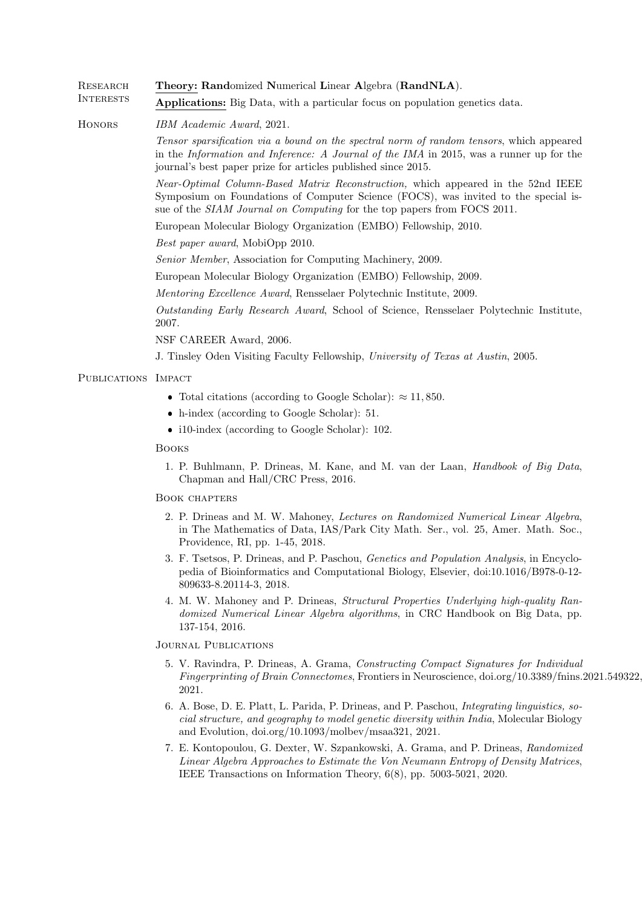## Research Interests

**Theory: Rand**omized **N**umerical **L**inear **A**lgebra (**RandNLA**).

**Applications:** Big Data, with a particular focus on population genetics data.

## Honors

*IBM Academic Award*, 2021.

*Tensor sparsification via a bound on the spectral norm of random tensors*, which appeared in the *Information and Inference: A Journal of the IMA* in 2015, was a runner up for the journal's best paper prize for articles published since 2015.

*Near-Optimal Column-Based Matrix Reconstruction,* which appeared in the 52nd IEEE Symposium on Foundations of Computer Science (FOCS), was invited to the special issue of the *SIAM Journal on Computing* for the top papers from FOCS 2011.

European Molecular Biology Organization (EMBO) Fellowship, 2010.

*Best paper award*, MobiOpp 2010.

*Senior Member*, Association for Computing Machinery, 2009.

European Molecular Biology Organization (EMBO) Fellowship, 2009.

*Mentoring Excellence Award*, Rensselaer Polytechnic Institute, 2009.

*Outstanding Early Research Award*, School of Science, Rensselaer Polytechnic Institute, 2007.

NSF CAREER Award, 2006.

J. Tinsley Oden Visiting Faculty Fellowship, *University of Texas at Austin*, 2005.

## Publications

### Impact

- Total citations (according to Google Scholar): $\approx 11,850$.
- h-index (according to Google Scholar): 51.
- i10-index (according to Google Scholar): 102.

### Books

1. P. Buhlmann, P. Drineas, M. Kane, and M. van der Laan, *Handbook of Big Data*, Chapman and Hall/CRC Press, 2016.

### Book chapters

2. P. Drineas and M. W. Mahoney, *Lectures on Randomized Numerical Linear Algebra*, in The Mathematics of Data, IAS/Park City Math. Ser., vol. 25, Amer. Math. Soc., Providence, RI, pp. 1-45, 2018.
3. F. Tsetsos, P. Drineas, and P. Paschou, *Genetics and Population Analysis*, in Encyclopedia of Bioinformatics and Computational Biology, Elsevier, doi:10.1016/B978-0-12-809633-8.20114-3, 2018.
4. M. W. Mahoney and P. Drineas, *Structural Properties Underlying high-quality Randomized Numerical Linear Algebra algorithms*, in CRC Handbook on Big Data, pp. 137-154, 2016.

### Journal Publications

5. V. Ravindra, P. Drineas, A. Grama, *Constructing Compact Signatures for Individual Fingerprinting of Brain Connectomes*, Frontiers in Neuroscience, doi.org/10.3389/fnins.2021.549322, 2021.
6. A. Bose, D. E. Platt, L. Parida, P. Drineas, and P. Paschou, *Integrating linguistics, social structure, and geography to model genetic diversity within India*, Molecular Biology and Evolution, doi.org/10.1093/molbev/msaa321, 2021.
7. E. Kontopoulou, G. Dexter, W. Szpankowski, A. Grama, and P. Drineas, *Randomized Linear Algebra Approaches to Estimate the Von Neumann Entropy of Density Matrices*, IEEE Transactions on Information Theory, 6(8), pp. 5003-5021, 2020.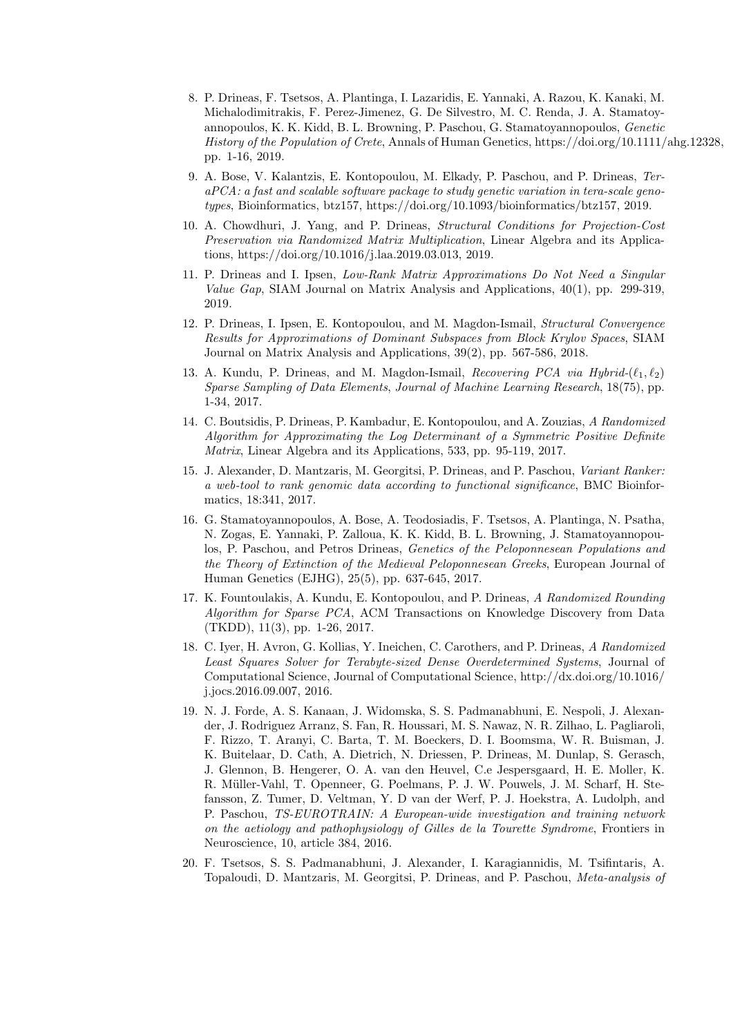8. P. Drineas, F. Tsetsos, A. Plantinga, I. Lazaridis, E. Yannaki, A. Razou, K. Kanaki, M. Michalodimitrakis, F. Perez-Jimenez, G. De Silvestro, M. C. Renda, J. A. Stamatoyannopoulos, K. K. Kidd, B. L. Browning, P. Paschou, G. Stamatoyannopoulos, *Genetic History of the Population of Crete*, Annals of Human Genetics, https://doi.org/10.1111/ahg.12328, pp. 1-16, 2019.

9. A. Bose, V. Kalantzis, E. Kontopoulou, M. Elkady, P. Paschou, and P. Drineas, *TeraPCA: a fast and scalable software package to study genetic variation in tera-scale genotypes*, Bioinformatics, btz157, https://doi.org/10.1093/bioinformatics/btz157, 2019.

10. A. Chowdhuri, J. Yang, and P. Drineas, *Structural Conditions for Projection-Cost Preservation via Randomized Matrix Multiplication*, Linear Algebra and its Applications, https://doi.org/10.1016/j.laa.2019.03.013, 2019.

11. P. Drineas and I. Ipsen, *Low-Rank Matrix Approximations Do Not Need a Singular Value Gap*, SIAM Journal on Matrix Analysis and Applications, 40(1), pp. 299-319, 2019.

12. P. Drineas, I. Ipsen, E. Kontopoulou, and M. Magdon-Ismail, *Structural Convergence Results for Approximations of Dominant Subspaces from Block Krylov Spaces*, SIAM Journal on Matrix Analysis and Applications, 39(2), pp. 567-586, 2018.

13. A. Kundu, P. Drineas, and M. Magdon-Ismail, *Recovering PCA via Hybrid-$(\ell_1, \ell_2)$ Sparse Sampling of Data Elements*, *Journal of Machine Learning Research*, 18(75), pp. 1-34, 2017.

14. C. Boutsidis, P. Drineas, P. Kambadur, E. Kontopoulou, and A. Zouzias, *A Randomized Algorithm for Approximating the Log Determinant of a Symmetric Positive Definite Matrix*, Linear Algebra and its Applications, 533, pp. 95-119, 2017.

15. J. Alexander, D. Mantzaris, M. Georgitsi, P. Drineas, and P. Paschou, *Variant Ranker: a web-tool to rank genomic data according to functional significance*, BMC Bioinformatics, 18:341, 2017.

16. G. Stamatoyannopoulos, A. Bose, A. Teodosiadis, F. Tsetsos, A. Plantinga, N. Psatha, N. Zogas, E. Yannaki, P. Zalloua, K. K. Kidd, B. L. Browning, J. Stamatoyannopoulos, P. Paschou, and Petros Drineas, *Genetics of the Peloponnesean Populations and the Theory of Extinction of the Medieval Peloponnesean Greeks*, European Journal of Human Genetics (EJHG), 25(5), pp. 637-645, 2017.

17. K. Fountoulakis, A. Kundu, E. Kontopoulou, and P. Drineas, *A Randomized Rounding Algorithm for Sparse PCA*, ACM Transactions on Knowledge Discovery from Data (TKDD), 11(3), pp. 1-26, 2017.

18. C. Iyer, H. Avron, G. Kollias, Y. Ineichen, C. Carothers, and P. Drineas, *A Randomized Least Squares Solver for Terabyte-sized Dense Overdetermined Systems*, Journal of Computational Science, Journal of Computational Science, http://dx.doi.org/10.1016/j.jocs.2016.09.007, 2016.

19. N. J. Forde, A. S. Kanaan, J. Widomska, S. S. Padmanabhuni, E. Nespoli, J. Alexander, J. Rodriguez Arranz, S. Fan, R. Houssari, M. S. Nawaz, N. R. Zilhao, L. Pagliaroli, F. Rizzo, T. Aranyi, C. Barta, T. M. Boeckers, D. I. Boomsma, W. R. Buisman, J. K. Buitelaar, D. Cath, A. Dietrich, N. Driessen, P. Drineas, M. Dunlap, S. Gerasch, J. Glennon, B. Hengerer, O. A. van den Heuvel, C.e Jespersgaard, H. E. Moller, K. R. Müller-Vahl, T. Openneer, G. Poelmans, P. J. W. Pouwels, J. M. Scharf, H. Stefansson, Z. Tumer, D. Veltman, Y. D van der Werf, P. J. Hoekstra, A. Ludolph, and P. Paschou, *TS-EUROTRAIN: A European-wide investigation and training network on the aetiology and pathophysiology of Gilles de la Tourette Syndrome*, Frontiers in Neuroscience, 10, article 384, 2016.

20. F. Tsetsos, S. S. Padmanabhuni, J. Alexander, I. Karagiannidis, M. Tsifintaris, A. Topaloudi, D. Mantzaris, M. Georgitsi, P. Drineas, and P. Paschou, *Meta-analysis of*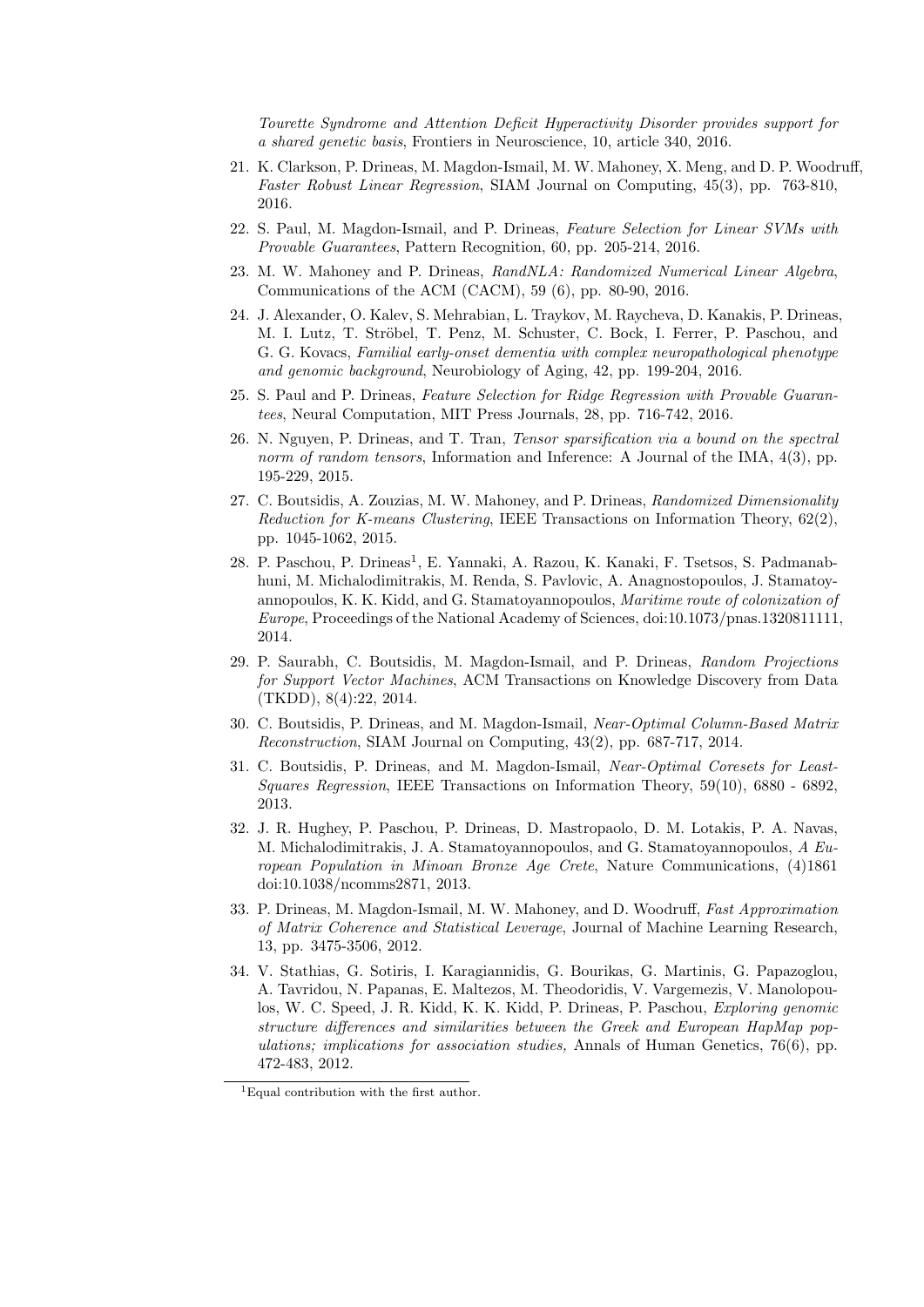*Tourette Syndrome and Attention Deficit Hyperactivity Disorder provides support for a shared genetic basis*, Frontiers in Neuroscience, 10, article 340, 2016.

21. K. Clarkson, P. Drineas, M. Magdon-Ismail, M. W. Mahoney, X. Meng, and D. P. Woodruff, *Faster Robust Linear Regression*, SIAM Journal on Computing, 45(3), pp. 763-810, 2016.

22. S. Paul, M. Magdon-Ismail, and P. Drineas, *Feature Selection for Linear SVMs with Provable Guarantees*, Pattern Recognition, 60, pp. 205-214, 2016.

23. M. W. Mahoney and P. Drineas, *RandNLA: Randomized Numerical Linear Algebra*, Communications of the ACM (CACM), 59 (6), pp. 80-90, 2016.

24. J. Alexander, O. Kalev, S. Mehrabian, L. Traykov, M. Raycheva, D. Kanakis, P. Drineas, M. I. Lutz, T. Ströbel, T. Penz, M. Schuster, C. Bock, I. Ferrer, P. Paschou, and G. G. Kovacs, *Familial early-onset dementia with complex neuropathological phenotype and genomic background*, Neurobiology of Aging, 42, pp. 199-204, 2016.

25. S. Paul and P. Drineas, *Feature Selection for Ridge Regression with Provable Guarantees*, Neural Computation, MIT Press Journals, 28, pp. 716-742, 2016.

26. N. Nguyen, P. Drineas, and T. Tran, *Tensor sparsification via a bound on the spectral norm of random tensors*, Information and Inference: A Journal of the IMA, 4(3), pp. 195-229, 2015.

27. C. Boutsidis, A. Zouzias, M. W. Mahoney, and P. Drineas, *Randomized Dimensionality Reduction for K-means Clustering*, IEEE Transactions on Information Theory, 62(2), pp. 1045-1062, 2015.

28. P. Paschou, P. Drineas[1], E. Yannaki, A. Razou, K. Kanaki, F. Tsetsos, S. Padmanabhuni, M. Michalodimitrakis, M. Renda, S. Pavlovic, A. Anagnostopoulos, J. Stamatoyannopoulos, K. K. Kidd, and G. Stamatoyannopoulos, *Maritime route of colonization of Europe*, Proceedings of the National Academy of Sciences, doi:10.1073/pnas.1320811111, 2014.

29. P. Saurabh, C. Boutsidis, M. Magdon-Ismail, and P. Drineas, *Random Projections for Support Vector Machines*, ACM Transactions on Knowledge Discovery from Data (TKDD), 8(4):22, 2014.

30. C. Boutsidis, P. Drineas, and M. Magdon-Ismail, *Near-Optimal Column-Based Matrix Reconstruction*, SIAM Journal on Computing, 43(2), pp. 687-717, 2014.

31. C. Boutsidis, P. Drineas, and M. Magdon-Ismail, *Near-Optimal Coresets for Least-Squares Regression*, IEEE Transactions on Information Theory, 59(10), 6880 - 6892, 2013.

32. J. R. Hughey, P. Paschou, P. Drineas, D. Mastropaolo, D. M. Lotakis, P. A. Navas, M. Michalodimitrakis, J. A. Stamatoyannopoulos, and G. Stamatoyannopoulos, *A European Population in Minoan Bronze Age Crete*, Nature Communications, (4)1861 doi:10.1038/ncomms2871, 2013.

33. P. Drineas, M. Magdon-Ismail, M. W. Mahoney, and D. Woodruff, *Fast Approximation of Matrix Coherence and Statistical Leverage*, Journal of Machine Learning Research, 13, pp. 3475-3506, 2012.

34. V. Stathias, G. Sotiris, I. Karagiannidis, G. Bourikas, G. Martinis, G. Papazoglou, A. Tavridou, N. Papanas, E. Maltezos, M. Theodoridis, V. Vargemezis, V. Manolopoulos, W. C. Speed, J. R. Kidd, K. K. Kidd, P. Drineas, P. Paschou, *Exploring genomic structure differences and similarities between the Greek and European HapMap populations; implications for association studies,* Annals of Human Genetics, 76(6), pp. 472-483, 2012.

[1] Equal contribution with the first author.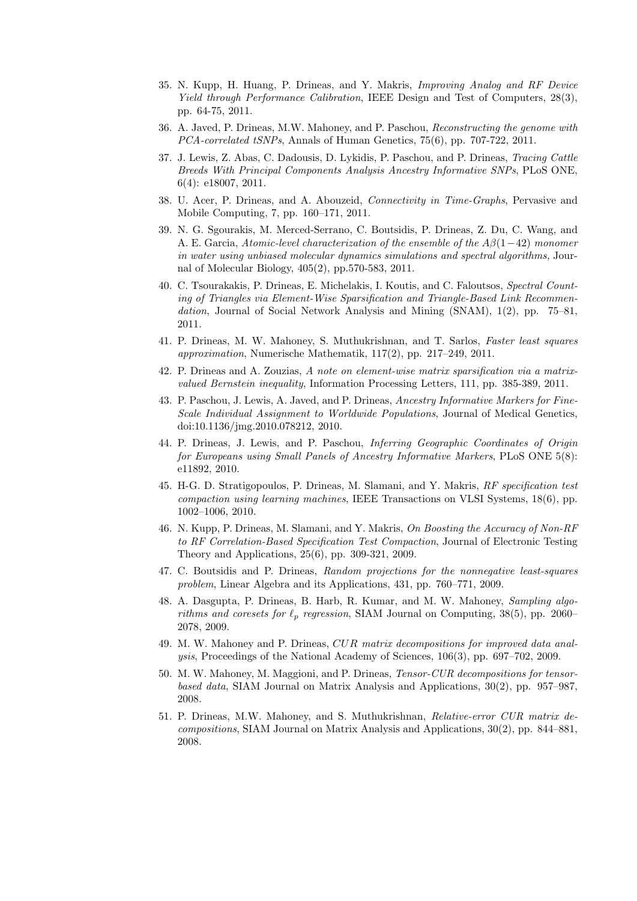35. N. Kupp, H. Huang, P. Drineas, and Y. Makris, *Improving Analog and RF Device Yield through Performance Calibration*, IEEE Design and Test of Computers, 28(3), pp. 64-75, 2011.

36. A. Javed, P. Drineas, M.W. Mahoney, and P. Paschou, *Reconstructing the genome with PCA-correlated tSNPs*, Annals of Human Genetics, 75(6), pp. 707-722, 2011.

37. J. Lewis, Z. Abas, C. Dadousis, D. Lykidis, P. Paschou, and P. Drineas, *Tracing Cattle Breeds With Principal Components Analysis Ancestry Informative SNPs*, PLoS ONE, 6(4): e18007, 2011.

38. U. Acer, P. Drineas, and A. Abouzeid, *Connectivity in Time-Graphs*, Pervasive and Mobile Computing, 7, pp. 160–171, 2011.

39. N. G. Sgourakis, M. Merced-Serrano, C. Boutsidis, P. Drineas, Z. Du, C. Wang, and A. E. Garcia, *Atomic-level characterization of the ensemble of the $A\beta(1-42)$ monomer in water using unbiased molecular dynamics simulations and spectral algorithms,* Journal of Molecular Biology, 405(2), pp.570-583, 2011.

40. C. Tsourakakis, P. Drineas, E. Michelakis, I. Koutis, and C. Faloutsos, *Spectral Counting of Triangles via Element-Wise Sparsification and Triangle-Based Link Recommendation*, Journal of Social Network Analysis and Mining (SNAM), 1(2), pp. 75–81, 2011.

41. P. Drineas, M. W. Mahoney, S. Muthukrishnan, and T. Sarlos, *Faster least squares approximation*, Numerische Mathematik, 117(2), pp. 217–249, 2011.

42. P. Drineas and A. Zouzias, *A note on element-wise matrix sparsification via a matrix-valued Bernstein inequality*, Information Processing Letters, 111, pp. 385-389, 2011.

43. P. Paschou, J. Lewis, A. Javed, and P. Drineas, *Ancestry Informative Markers for Fine-Scale Individual Assignment to Worldwide Populations*, Journal of Medical Genetics, doi:10.1136/jmg.2010.078212, 2010.

44. P. Drineas, J. Lewis, and P. Paschou, *Inferring Geographic Coordinates of Origin for Europeans using Small Panels of Ancestry Informative Markers*, PLoS ONE 5(8): e11892, 2010.

45. H-G. D. Stratigopoulos, P. Drineas, M. Slamani, and Y. Makris, *RF specification test compaction using learning machines*, IEEE Transactions on VLSI Systems, 18(6), pp. 1002–1006, 2010.

46. N. Kupp, P. Drineas, M. Slamani, and Y. Makris, *On Boosting the Accuracy of Non-RF to RF Correlation-Based Specification Test Compaction*, Journal of Electronic Testing Theory and Applications, 25(6), pp. 309-321, 2009.

47. C. Boutsidis and P. Drineas, *Random projections for the nonnegative least-squares problem*, Linear Algebra and its Applications, 431, pp. 760–771, 2009.

48. A. Dasgupta, P. Drineas, B. Harb, R. Kumar, and M. W. Mahoney, *Sampling algorithms and coresets for $\ell_p$ regression*, SIAM Journal on Computing, 38(5), pp. 2060–2078, 2009.

49. M. W. Mahoney and P. Drineas, *CUR matrix decompositions for improved data analysis*, Proceedings of the National Academy of Sciences, 106(3), pp. 697–702, 2009.

50. M. W. Mahoney, M. Maggioni, and P. Drineas, *Tensor-CUR decompositions for tensor-based data*, SIAM Journal on Matrix Analysis and Applications, 30(2), pp. 957–987, 2008.

51. P. Drineas, M.W. Mahoney, and S. Muthukrishnan, *Relative-error CUR matrix decompositions*, SIAM Journal on Matrix Analysis and Applications, 30(2), pp. 844–881, 2008.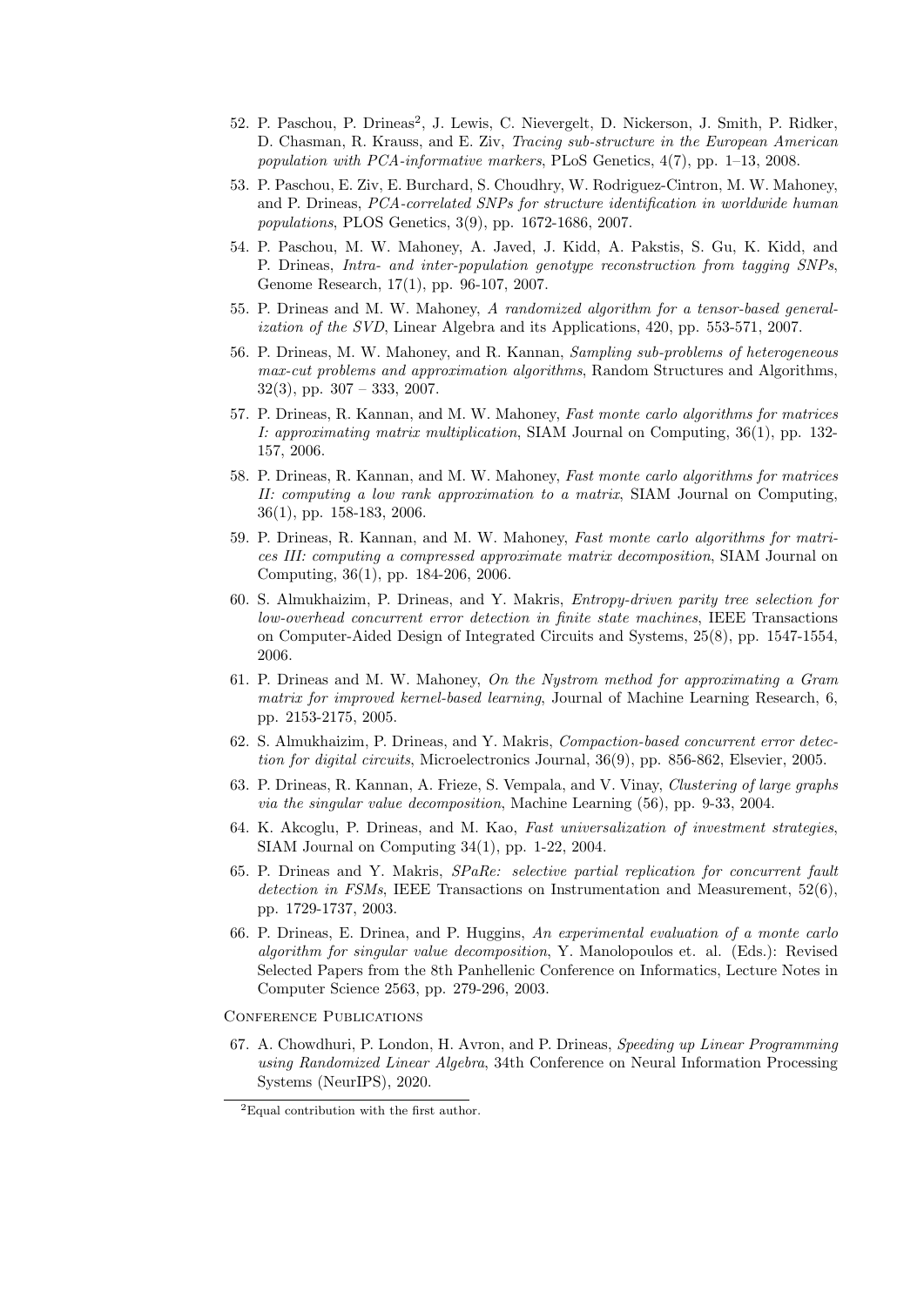52. P. Paschou, P. Drineas[2], J. Lewis, C. Nievergelt, D. Nickerson, J. Smith, P. Ridker, D. Chasman, R. Krauss, and E. Ziv, *Tracing sub-structure in the European American population with PCA-informative markers*, PLoS Genetics, 4(7), pp. 1–13, 2008.

53. P. Paschou, E. Ziv, E. Burchard, S. Choudhry, W. Rodriguez-Cintron, M. W. Mahoney, and P. Drineas, *PCA-correlated SNPs for structure identification in worldwide human populations*, PLOS Genetics, 3(9), pp. 1672-1686, 2007.

54. P. Paschou, M. W. Mahoney, A. Javed, J. Kidd, A. Pakstis, S. Gu, K. Kidd, and P. Drineas, *Intra- and inter-population genotype reconstruction from tagging SNPs*, Genome Research, 17(1), pp. 96-107, 2007.

55. P. Drineas and M. W. Mahoney, *A randomized algorithm for a tensor-based generalization of the SVD*, Linear Algebra and its Applications, 420, pp. 553-571, 2007.

56. P. Drineas, M. W. Mahoney, and R. Kannan, *Sampling sub-problems of heterogeneous max-cut problems and approximation algorithms*, Random Structures and Algorithms, 32(3), pp. 307 – 333, 2007.

57. P. Drineas, R. Kannan, and M. W. Mahoney, *Fast monte carlo algorithms for matrices I: approximating matrix multiplication*, SIAM Journal on Computing, 36(1), pp. 132-157, 2006.

58. P. Drineas, R. Kannan, and M. W. Mahoney, *Fast monte carlo algorithms for matrices II: computing a low rank approximation to a matrix*, SIAM Journal on Computing, 36(1), pp. 158-183, 2006.

59. P. Drineas, R. Kannan, and M. W. Mahoney, *Fast monte carlo algorithms for matrices III: computing a compressed approximate matrix decomposition*, SIAM Journal on Computing, 36(1), pp. 184-206, 2006.

60. S. Almukhaizim, P. Drineas, and Y. Makris, *Entropy-driven parity tree selection for low-overhead concurrent error detection in finite state machines*, IEEE Transactions on Computer-Aided Design of Integrated Circuits and Systems, 25(8), pp. 1547-1554, 2006.

61. P. Drineas and M. W. Mahoney, *On the Nystrom method for approximating a Gram matrix for improved kernel-based learning*, Journal of Machine Learning Research, 6, pp. 2153-2175, 2005.

62. S. Almukhaizim, P. Drineas, and Y. Makris, *Compaction-based concurrent error detection for digital circuits*, Microelectronics Journal, 36(9), pp. 856-862, Elsevier, 2005.

63. P. Drineas, R. Kannan, A. Frieze, S. Vempala, and V. Vinay, *Clustering of large graphs via the singular value decomposition*, Machine Learning (56), pp. 9-33, 2004.

64. K. Akcoglu, P. Drineas, and M. Kao, *Fast universalization of investment strategies*, SIAM Journal on Computing 34(1), pp. 1-22, 2004.

65. P. Drineas and Y. Makris, *SPaRe: selective partial replication for concurrent fault detection in FSMs*, IEEE Transactions on Instrumentation and Measurement, 52(6), pp. 1729-1737, 2003.

66. P. Drineas, E. Drinea, and P. Huggins, *An experimental evaluation of a monte carlo algorithm for singular value decomposition*, Y. Manolopoulos et. al. (Eds.): Revised Selected Papers from the 8th Panhellenic Conference on Informatics, Lecture Notes in Computer Science 2563, pp. 279-296, 2003.

## Conference Publications

67. A. Chowdhuri, P. London, H. Avron, and P. Drineas, *Speeding up Linear Programming using Randomized Linear Algebra*, 34th Conference on Neural Information Processing Systems (NeurIPS), 2020.

[2] Equal contribution with the first author.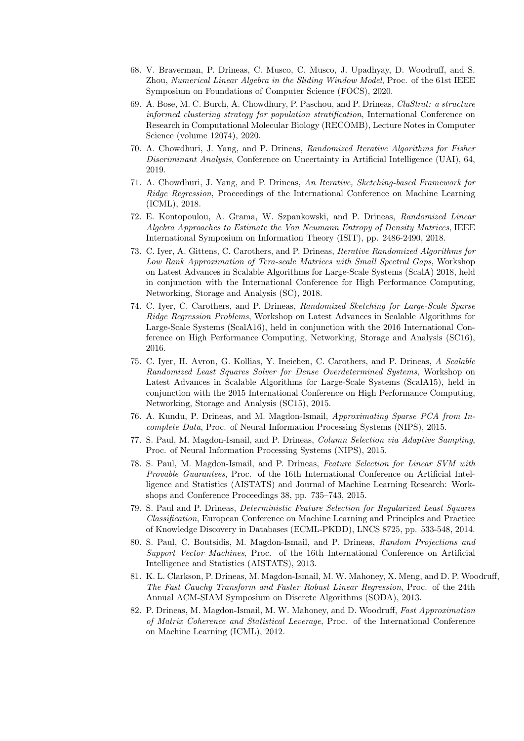68. V. Braverman, P. Drineas, C. Musco, C. Musco, J. Upadhyay, D. Woodruff, and S. Zhou, *Numerical Linear Algebra in the Sliding Window Model*, Proc. of the 61st IEEE Symposium on Foundations of Computer Science (FOCS), 2020.
69. A. Bose, M. C. Burch, A. Chowdhury, P. Paschou, and P. Drineas, *CluStrat: a structure informed clustering strategy for population stratification*, International Conference on Research in Computational Molecular Biology (RECOMB), Lecture Notes in Computer Science (volume 12074), 2020.
70. A. Chowdhuri, J. Yang, and P. Drineas, *Randomized Iterative Algorithms for Fisher Discriminant Analysis*, Conference on Uncertainty in Artificial Intelligence (UAI), 64, 2019.
71. A. Chowdhuri, J. Yang, and P. Drineas, *An Iterative, Sketching-based Framework for Ridge Regression*, Proceedings of the International Conference on Machine Learning (ICML), 2018.
72. E. Kontopoulou, A. Grama, W. Szpankowski, and P. Drineas, *Randomized Linear Algebra Approaches to Estimate the Von Neumann Entropy of Density Matrices*, IEEE International Symposium on Information Theory (ISIT), pp. 2486-2490, 2018.
73. C. Iyer, A. Gittens, C. Carothers, and P. Drineas, *Iterative Randomized Algorithms for Low Rank Approximation of Tera-scale Matrices with Small Spectral Gaps*, Workshop on Latest Advances in Scalable Algorithms for Large-Scale Systems (ScalA) 2018, held in conjunction with the International Conference for High Performance Computing, Networking, Storage and Analysis (SC), 2018.
74. C. Iyer, C. Carothers, and P. Drineas, *Randomized Sketching for Large-Scale Sparse Ridge Regression Problems*, Workshop on Latest Advances in Scalable Algorithms for Large-Scale Systems (ScalA16), held in conjunction with the 2016 International Conference on High Performance Computing, Networking, Storage and Analysis (SC16), 2016.
75. C. Iyer, H. Avron, G. Kollias, Y. Ineichen, C. Carothers, and P. Drineas, *A Scalable Randomized Least Squares Solver for Dense Overdetermined Systems*, Workshop on Latest Advances in Scalable Algorithms for Large-Scale Systems (ScalA15), held in conjunction with the 2015 International Conference on High Performance Computing, Networking, Storage and Analysis (SC15), 2015.
76. A. Kundu, P. Drineas, and M. Magdon-Ismail, *Approximating Sparse PCA from Incomplete Data*, Proc. of Neural Information Processing Systems (NIPS), 2015.
77. S. Paul, M. Magdon-Ismail, and P. Drineas, *Column Selection via Adaptive Sampling*, Proc. of Neural Information Processing Systems (NIPS), 2015.
78. S. Paul, M. Magdon-Ismail, and P. Drineas, *Feature Selection for Linear SVM with Provable Guarantees*, Proc. of the 16th International Conference on Artificial Intelligence and Statistics (AISTATS) and Journal of Machine Learning Research: Workshops and Conference Proceedings 38, pp. 735–743, 2015.
79. S. Paul and P. Drineas, *Deterministic Feature Selection for Regularized Least Squares Classification*, European Conference on Machine Learning and Principles and Practice of Knowledge Discovery in Databases (ECML-PKDD), LNCS 8725, pp. 533-548, 2014.
80. S. Paul, C. Boutsidis, M. Magdon-Ismail, and P. Drineas, *Random Projections and Support Vector Machines*, Proc. of the 16th International Conference on Artificial Intelligence and Statistics (AISTATS), 2013.
81. K. L. Clarkson, P. Drineas, M. Magdon-Ismail, M. W. Mahoney, X. Meng, and D. P. Woodruff, *The Fast Cauchy Transform and Faster Robust Linear Regression*, Proc. of the 24th Annual ACM-SIAM Symposium on Discrete Algorithms (SODA), 2013.
82. P. Drineas, M. Magdon-Ismail, M. W. Mahoney, and D. Woodruff, *Fast Approximation of Matrix Coherence and Statistical Leverage*, Proc. of the International Conference on Machine Learning (ICML), 2012.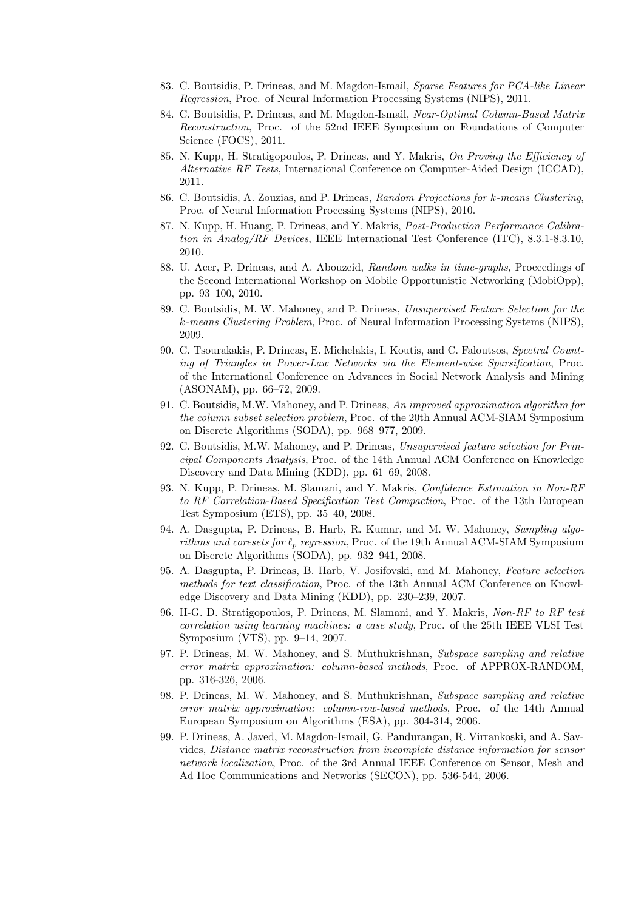83. C. Boutsidis, P. Drineas, and M. Magdon-Ismail, *Sparse Features for PCA-like Linear Regression*, Proc. of Neural Information Processing Systems (NIPS), 2011.
84. C. Boutsidis, P. Drineas, and M. Magdon-Ismail, *Near-Optimal Column-Based Matrix Reconstruction*, Proc. of the 52nd IEEE Symposium on Foundations of Computer Science (FOCS), 2011.
85. N. Kupp, H. Stratigopoulos, P. Drineas, and Y. Makris, *On Proving the Efficiency of Alternative RF Tests*, International Conference on Computer-Aided Design (ICCAD), 2011.
86. C. Boutsidis, A. Zouzias, and P. Drineas, *Random Projections for k-means Clustering*, Proc. of Neural Information Processing Systems (NIPS), 2010.
87. N. Kupp, H. Huang, P. Drineas, and Y. Makris, *Post-Production Performance Calibration in Analog/RF Devices*, IEEE International Test Conference (ITC), 8.3.1-8.3.10, 2010.
88. U. Acer, P. Drineas, and A. Abouzeid, *Random walks in time-graphs*, Proceedings of the Second International Workshop on Mobile Opportunistic Networking (MobiOpp), pp. 93–100, 2010.
89. C. Boutsidis, M. W. Mahoney, and P. Drineas, *Unsupervised Feature Selection for the k-means Clustering Problem*, Proc. of Neural Information Processing Systems (NIPS), 2009.
90. C. Tsourakakis, P. Drineas, E. Michelakis, I. Koutis, and C. Faloutsos, *Spectral Counting of Triangles in Power-Law Networks via the Element-wise Sparsification*, Proc. of the International Conference on Advances in Social Network Analysis and Mining (ASONAM), pp. 66–72, 2009.
91. C. Boutsidis, M.W. Mahoney, and P. Drineas, *An improved approximation algorithm for the column subset selection problem*, Proc. of the 20th Annual ACM-SIAM Symposium on Discrete Algorithms (SODA), pp. 968–977, 2009.
92. C. Boutsidis, M.W. Mahoney, and P. Drineas, *Unsupervised feature selection for Principal Components Analysis*, Proc. of the 14th Annual ACM Conference on Knowledge Discovery and Data Mining (KDD), pp. 61–69, 2008.
93. N. Kupp, P. Drineas, M. Slamani, and Y. Makris, *Confidence Estimation in Non-RF to RF Correlation-Based Specification Test Compaction*, Proc. of the 13th European Test Symposium (ETS), pp. 35–40, 2008.
94. A. Dasgupta, P. Drineas, B. Harb, R. Kumar, and M. W. Mahoney, *Sampling algorithms and coresets for $\ell_p$ regression*, Proc. of the 19th Annual ACM-SIAM Symposium on Discrete Algorithms (SODA), pp. 932–941, 2008.
95. A. Dasgupta, P. Drineas, B. Harb, V. Josifovski, and M. Mahoney, *Feature selection methods for text classification*, Proc. of the 13th Annual ACM Conference on Knowledge Discovery and Data Mining (KDD), pp. 230–239, 2007.
96. H-G. D. Stratigopoulos, P. Drineas, M. Slamani, and Y. Makris, *Non-RF to RF test correlation using learning machines: a case study*, Proc. of the 25th IEEE VLSI Test Symposium (VTS), pp. 9–14, 2007.
97. P. Drineas, M. W. Mahoney, and S. Muthukrishnan, *Subspace sampling and relative error matrix approximation: column-based methods*, Proc. of APPROX-RANDOM, pp. 316-326, 2006.
98. P. Drineas, M. W. Mahoney, and S. Muthukrishnan, *Subspace sampling and relative error matrix approximation: column-row-based methods*, Proc. of the 14th Annual European Symposium on Algorithms (ESA), pp. 304-314, 2006.
99. P. Drineas, A. Javed, M. Magdon-Ismail, G. Pandurangan, R. Virrankoski, and A. Savvides, *Distance matrix reconstruction from incomplete distance information for sensor network localization*, Proc. of the 3rd Annual IEEE Conference on Sensor, Mesh and Ad Hoc Communications and Networks (SECON), pp. 536-544, 2006.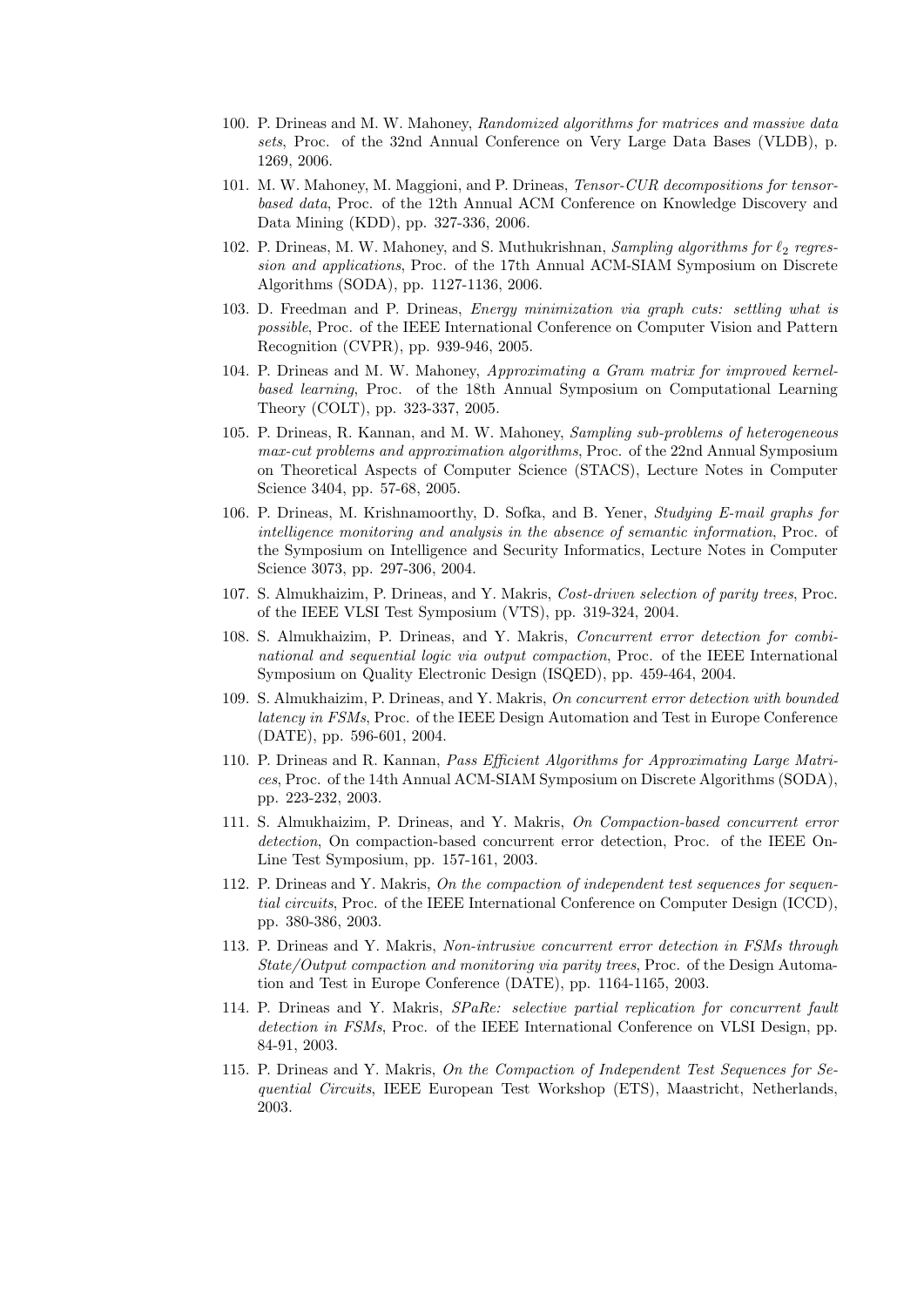100. P. Drineas and M. W. Mahoney, *Randomized algorithms for matrices and massive data sets*, Proc. of the 32nd Annual Conference on Very Large Data Bases (VLDB), p. 1269, 2006.

101. M. W. Mahoney, M. Maggioni, and P. Drineas, *Tensor-CUR decompositions for tensor-based data*, Proc. of the 12th Annual ACM Conference on Knowledge Discovery and Data Mining (KDD), pp. 327-336, 2006.

102. P. Drineas, M. W. Mahoney, and S. Muthukrishnan, *Sampling algorithms for $\ell_2$ regression and applications*, Proc. of the 17th Annual ACM-SIAM Symposium on Discrete Algorithms (SODA), pp. 1127-1136, 2006.

103. D. Freedman and P. Drineas, *Energy minimization via graph cuts: settling what is possible*, Proc. of the IEEE International Conference on Computer Vision and Pattern Recognition (CVPR), pp. 939-946, 2005.

104. P. Drineas and M. W. Mahoney, *Approximating a Gram matrix for improved kernel-based learning*, Proc. of the 18th Annual Symposium on Computational Learning Theory (COLT), pp. 323-337, 2005.

105. P. Drineas, R. Kannan, and M. W. Mahoney, *Sampling sub-problems of heterogeneous max-cut problems and approximation algorithms*, Proc. of the 22nd Annual Symposium on Theoretical Aspects of Computer Science (STACS), Lecture Notes in Computer Science 3404, pp. 57-68, 2005.

106. P. Drineas, M. Krishnamoorthy, D. Sofka, and B. Yener, *Studying E-mail graphs for intelligence monitoring and analysis in the absence of semantic information*, Proc. of the Symposium on Intelligence and Security Informatics, Lecture Notes in Computer Science 3073, pp. 297-306, 2004.

107. S. Almukhaizim, P. Drineas, and Y. Makris, *Cost-driven selection of parity trees*, Proc. of the IEEE VLSI Test Symposium (VTS), pp. 319-324, 2004.

108. S. Almukhaizim, P. Drineas, and Y. Makris, *Concurrent error detection for combinational and sequential logic via output compaction*, Proc. of the IEEE International Symposium on Quality Electronic Design (ISQED), pp. 459-464, 2004.

109. S. Almukhaizim, P. Drineas, and Y. Makris, *On concurrent error detection with bounded latency in FSMs*, Proc. of the IEEE Design Automation and Test in Europe Conference (DATE), pp. 596-601, 2004.

110. P. Drineas and R. Kannan, *Pass Efficient Algorithms for Approximating Large Matrices*, Proc. of the 14th Annual ACM-SIAM Symposium on Discrete Algorithms (SODA), pp. 223-232, 2003.

111. S. Almukhaizim, P. Drineas, and Y. Makris, *On Compaction-based concurrent error detection*, On compaction-based concurrent error detection, Proc. of the IEEE On-Line Test Symposium, pp. 157-161, 2003.

112. P. Drineas and Y. Makris, *On the compaction of independent test sequences for sequential circuits*, Proc. of the IEEE International Conference on Computer Design (ICCD), pp. 380-386, 2003.

113. P. Drineas and Y. Makris, *Non-intrusive concurrent error detection in FSMs through State/Output compaction and monitoring via parity trees*, Proc. of the Design Automation and Test in Europe Conference (DATE), pp. 1164-1165, 2003.

114. P. Drineas and Y. Makris, *SPaRe: selective partial replication for concurrent fault detection in FSMs*, Proc. of the IEEE International Conference on VLSI Design, pp. 84-91, 2003.

115. P. Drineas and Y. Makris, *On the Compaction of Independent Test Sequences for Sequential Circuits*, IEEE European Test Workshop (ETS), Maastricht, Netherlands, 2003.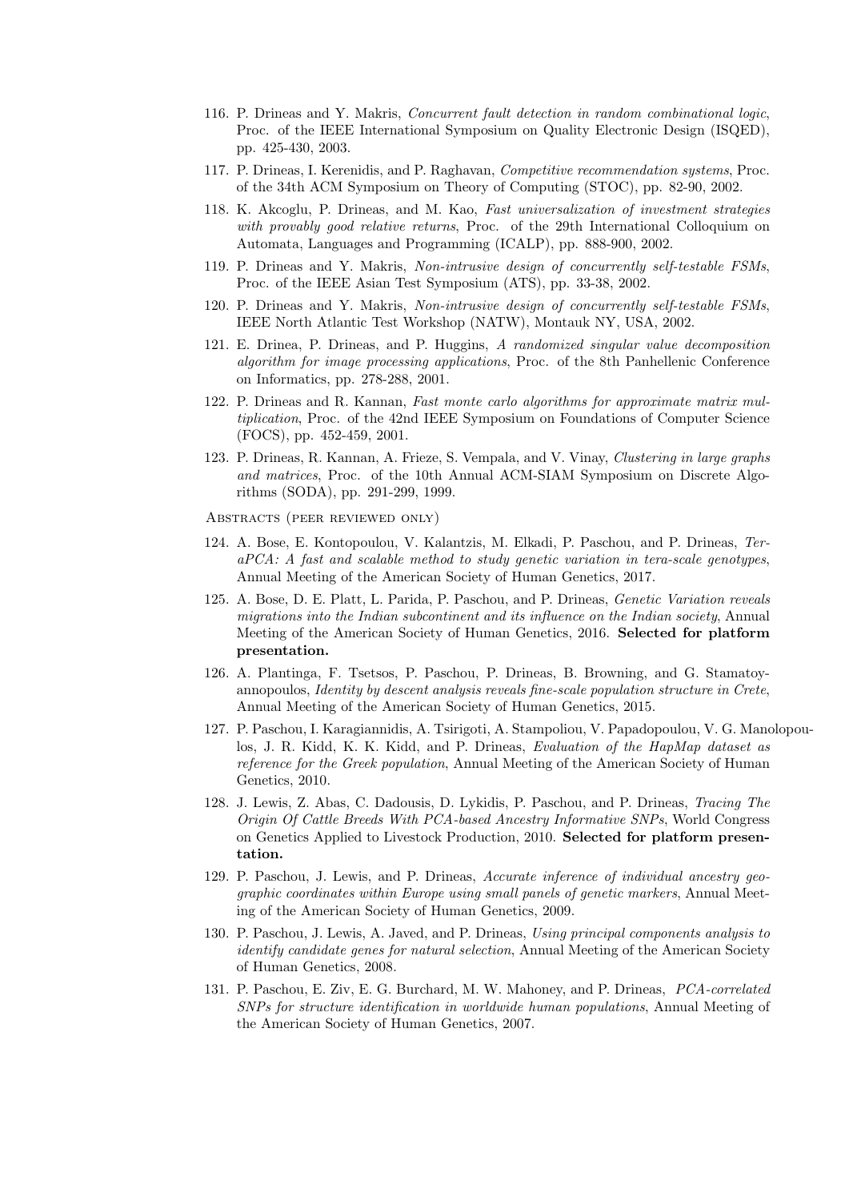116. P. Drineas and Y. Makris, *Concurrent fault detection in random combinational logic*, Proc. of the IEEE International Symposium on Quality Electronic Design (ISQED), pp. 425-430, 2003.
117. P. Drineas, I. Kerenidis, and P. Raghavan, *Competitive recommendation systems*, Proc. of the 34th ACM Symposium on Theory of Computing (STOC), pp. 82-90, 2002.
118. K. Akcoglu, P. Drineas, and M. Kao, *Fast universalization of investment strategies with provably good relative returns*, Proc. of the 29th International Colloquium on Automata, Languages and Programming (ICALP), pp. 888-900, 2002.
119. P. Drineas and Y. Makris, *Non-intrusive design of concurrently self-testable FSMs*, Proc. of the IEEE Asian Test Symposium (ATS), pp. 33-38, 2002.
120. P. Drineas and Y. Makris, *Non-intrusive design of concurrently self-testable FSMs*, IEEE North Atlantic Test Workshop (NATW), Montauk NY, USA, 2002.
121. E. Drinea, P. Drineas, and P. Huggins, *A randomized singular value decomposition algorithm for image processing applications*, Proc. of the 8th Panhellenic Conference on Informatics, pp. 278-288, 2001.
122. P. Drineas and R. Kannan, *Fast monte carlo algorithms for approximate matrix multiplication*, Proc. of the 42nd IEEE Symposium on Foundations of Computer Science (FOCS), pp. 452-459, 2001.
123. P. Drineas, R. Kannan, A. Frieze, S. Vempala, and V. Vinay, *Clustering in large graphs and matrices*, Proc. of the 10th Annual ACM-SIAM Symposium on Discrete Algorithms (SODA), pp. 291-299, 1999.

Abstracts (peer reviewed only)

124. A. Bose, E. Kontopoulou, V. Kalantzis, M. Elkadi, P. Paschou, and P. Drineas, *TeraPCA: A fast and scalable method to study genetic variation in tera-scale genotypes*, Annual Meeting of the American Society of Human Genetics, 2017.
125. A. Bose, D. E. Platt, L. Parida, P. Paschou, and P. Drineas, *Genetic Variation reveals migrations into the Indian subcontinent and its influence on the Indian society*, Annual Meeting of the American Society of Human Genetics, 2016. **Selected for platform presentation.**
126. A. Plantinga, F. Tsetsos, P. Paschou, P. Drineas, B. Browning, and G. Stamatoyannopoulos, *Identity by descent analysis reveals fine-scale population structure in Crete*, Annual Meeting of the American Society of Human Genetics, 2015.
127. P. Paschou, I. Karagiannidis, A. Tsirigoti, A. Stampoliou, V. Papadopoulou, V. G. Manolopoulos, J. R. Kidd, K. K. Kidd, and P. Drineas, *Evaluation of the HapMap dataset as reference for the Greek population*, Annual Meeting of the American Society of Human Genetics, 2010.
128. J. Lewis, Z. Abas, C. Dadousis, D. Lykidis, P. Paschou, and P. Drineas, *Tracing The Origin Of Cattle Breeds With PCA-based Ancestry Informative SNPs*, World Congress on Genetics Applied to Livestock Production, 2010. **Selected for platform presentation.**
129. P. Paschou, J. Lewis, and P. Drineas, *Accurate inference of individual ancestry geographic coordinates within Europe using small panels of genetic markers*, Annual Meeting of the American Society of Human Genetics, 2009.
130. P. Paschou, J. Lewis, A. Javed, and P. Drineas, *Using principal components analysis to identify candidate genes for natural selection*, Annual Meeting of the American Society of Human Genetics, 2008.
131. P. Paschou, E. Ziv, E. G. Burchard, M. W. Mahoney, and P. Drineas, *PCA-correlated SNPs for structure identification in worldwide human populations*, Annual Meeting of the American Society of Human Genetics, 2007.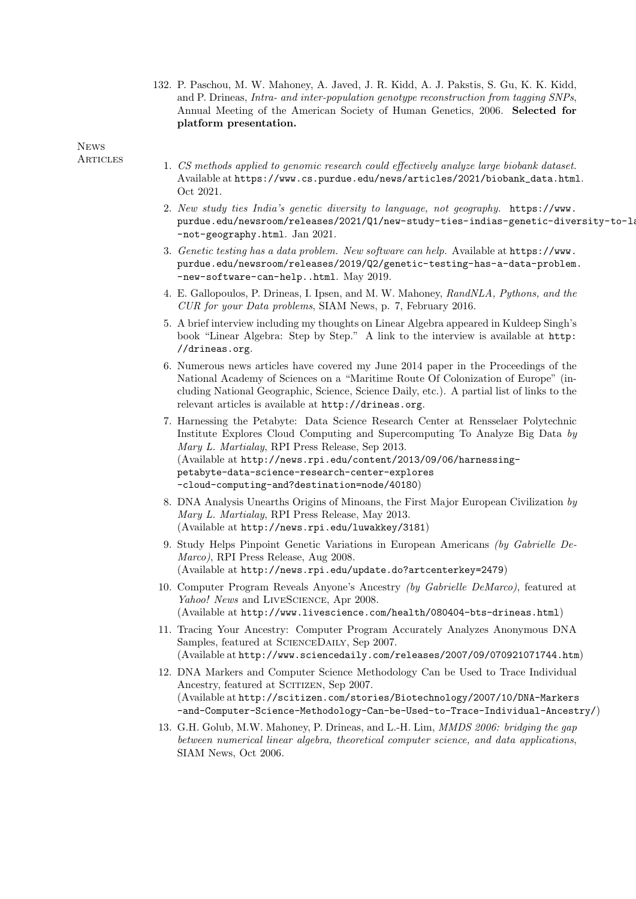132. P. Paschou, M. W. Mahoney, A. Javed, J. R. Kidd, A. J. Pakstis, S. Gu, K. K. Kidd, and P. Drineas, *Intra- and inter-population genotype reconstruction from tagging SNPs*, Annual Meeting of the American Society of Human Genetics, 2006. **Selected for platform presentation.**

## News Articles

1. *CS methods applied to genomic research could effectively analyze large biobank dataset.* Available at `https://www.cs.purdue.edu/news/articles/2021/biobank_data.html`. Oct 2021.
2. *New study ties India's genetic diversity to language, not geography.* `https://www.purdue.edu/newsroom/releases/2021/Q1/new-study-ties-indias-genetic-diversity-to-la` `-not-geography.html`. Jan 2021.
3. *Genetic testing has a data problem. New software can help.* Available at `https://www.purdue.edu/newsroom/releases/2019/Q2/genetic-testing-has-a-data-problem.-new-software-can-help..html`. May 2019.
4. E. Gallopoulos, P. Drineas, I. Ipsen, and M. W. Mahoney, *RandNLA, Pythons, and the CUR for your Data problems*, SIAM News, p. 7, February 2016.
5. A brief interview including my thoughts on Linear Algebra appeared in Kuldeep Singh's book "Linear Algebra: Step by Step." A link to the interview is available at `http://drineas.org`.
6. Numerous news articles have covered my June 2014 paper in the Proceedings of the National Academy of Sciences on a "Maritime Route Of Colonization of Europe" (including National Geographic, Science, Science Daily, etc.). A partial list of links to the relevant articles is available at `http://drineas.org`.
7. Harnessing the Petabyte: Data Science Research Center at Rensselaer Polytechnic Institute Explores Cloud Computing and Supercomputing To Analyze Big Data *by Mary L. Martialay*, RPI Press Release, Sep 2013.
   (Available at `http://news.rpi.edu/content/2013/09/06/harnessing-petabyte-data-science-research-center-explores-cloud-computing-and?destination=node/40180`)
8. DNA Analysis Unearths Origins of Minoans, the First Major European Civilization *by Mary L. Martialay*, RPI Press Release, May 2013.
   (Available at `http://news.rpi.edu/luwakkey/3181`)
9. Study Helps Pinpoint Genetic Variations in European Americans *(by Gabrielle DeMarco)*, RPI Press Release, Aug 2008.
   (Available at `http://news.rpi.edu/update.do?artcenterkey=2479`)
10. Computer Program Reveals Anyone's Ancestry *(by Gabrielle DeMarco)*, featured at *Yahoo! News* and LiveScience, Apr 2008.
    (Available at `http://www.livescience.com/health/080404-bts-drineas.html`)
11. Tracing Your Ancestry: Computer Program Accurately Analyzes Anonymous DNA Samples, featured at ScienceDaily, Sep 2007.
    (Available at `http://www.sciencedaily.com/releases/2007/09/070921071744.htm`)
12. DNA Markers and Computer Science Methodology Can be Used to Trace Individual Ancestry, featured at Scitizen, Sep 2007.
    (Available at `http://scitizen.com/stories/Biotechnology/2007/10/DNA-Markers-and-Computer-Science-Methodology-Can-be-Used-to-Trace-Individual-Ancestry/`)
13. G.H. Golub, M.W. Mahoney, P. Drineas, and L.-H. Lim, *MMDS 2006: bridging the gap between numerical linear algebra, theoretical computer science, and data applications*, SIAM News, Oct 2006.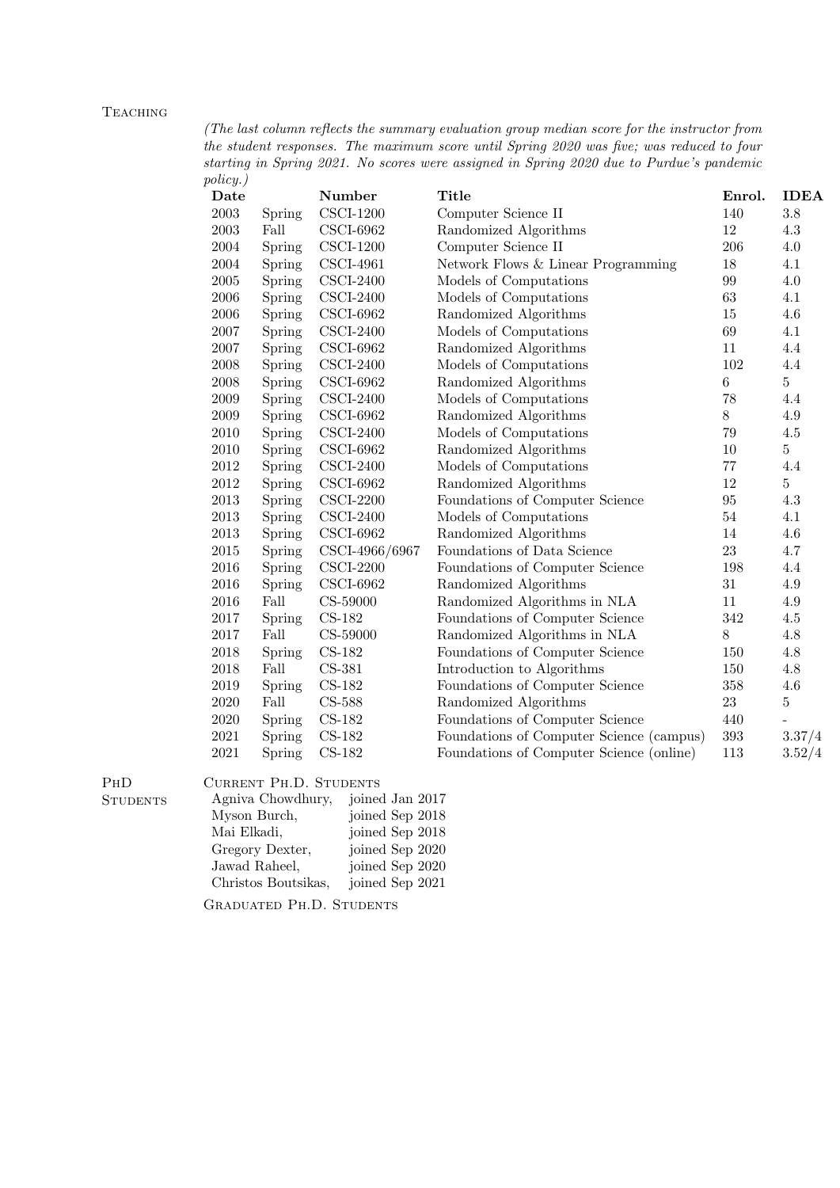## Teaching

*(The last column reflects the summary evaluation group median score for the instructor from the student responses. The maximum score until Spring 2020 was five; was reduced to four starting in Spring 2021. No scores were assigned in Spring 2020 due to Purdue's pandemic policy.)*

| Date | | Number | Title | Enrol. | IDEA |
|---|---|---|---|---|---|
| 2003 | Spring | CSCI-1200 | Computer Science II | 140 | 3.8 |
| 2003 | Fall | CSCI-6962 | Randomized Algorithms | 12 | 4.3 |
| 2004 | Spring | CSCI-1200 | Computer Science II | 206 | 4.0 |
| 2004 | Spring | CSCI-4961 | Network Flows & Linear Programming | 18 | 4.1 |
| 2005 | Spring | CSCI-2400 | Models of Computations | 99 | 4.0 |
| 2006 | Spring | CSCI-2400 | Models of Computations | 63 | 4.1 |
| 2006 | Spring | CSCI-6962 | Randomized Algorithms | 15 | 4.6 |
| 2007 | Spring | CSCI-2400 | Models of Computations | 69 | 4.1 |
| 2007 | Spring | CSCI-6962 | Randomized Algorithms | 11 | 4.4 |
| 2008 | Spring | CSCI-2400 | Models of Computations | 102 | 4.4 |
| 2008 | Spring | CSCI-6962 | Randomized Algorithms | 6 | 5 |
| 2009 | Spring | CSCI-2400 | Models of Computations | 78 | 4.4 |
| 2009 | Spring | CSCI-6962 | Randomized Algorithms | 8 | 4.9 |
| 2010 | Spring | CSCI-2400 | Models of Computations | 79 | 4.5 |
| 2010 | Spring | CSCI-6962 | Randomized Algorithms | 10 | 5 |
| 2012 | Spring | CSCI-2400 | Models of Computations | 77 | 4.4 |
| 2012 | Spring | CSCI-6962 | Randomized Algorithms | 12 | 5 |
| 2013 | Spring | CSCI-2200 | Foundations of Computer Science | 95 | 4.3 |
| 2013 | Spring | CSCI-2400 | Models of Computations | 54 | 4.1 |
| 2013 | Spring | CSCI-6962 | Randomized Algorithms | 14 | 4.6 |
| 2015 | Spring | CSCI-4966/6967 | Foundations of Data Science | 23 | 4.7 |
| 2016 | Spring | CSCI-2200 | Foundations of Computer Science | 198 | 4.4 |
| 2016 | Spring | CSCI-6962 | Randomized Algorithms | 31 | 4.9 |
| 2016 | Fall | CS-59000 | Randomized Algorithms in NLA | 11 | 4.9 |
| 2017 | Spring | CS-182 | Foundations of Computer Science | 342 | 4.5 |
| 2017 | Fall | CS-59000 | Randomized Algorithms in NLA | 8 | 4.8 |
| 2018 | Spring | CS-182 | Foundations of Computer Science | 150 | 4.8 |
| 2018 | Fall | CS-381 | Introduction to Algorithms | 150 | 4.8 |
| 2019 | Spring | CS-182 | Foundations of Computer Science | 358 | 4.6 |
| 2020 | Fall | CS-588 | Randomized Algorithms | 23 | 5 |
| 2020 | Spring | CS-182 | Foundations of Computer Science | 440 | - |
| 2021 | Spring | CS-182 | Foundations of Computer Science (campus) | 393 | 3.37/4 |
| 2021 | Spring | CS-182 | Foundations of Computer Science (online) | 113 | 3.52/4 |

## PhD Students

### Current Ph.D. Students

- Agniva Chowdhury, joined Jan 2017
- Myson Burch, joined Sep 2018
- Mai Elkadi, joined Sep 2018
- Gregory Dexter, joined Sep 2020
- Jawad Raheel, joined Sep 2020
- Christos Boutsikas, joined Sep 2021

### Graduated Ph.D. Students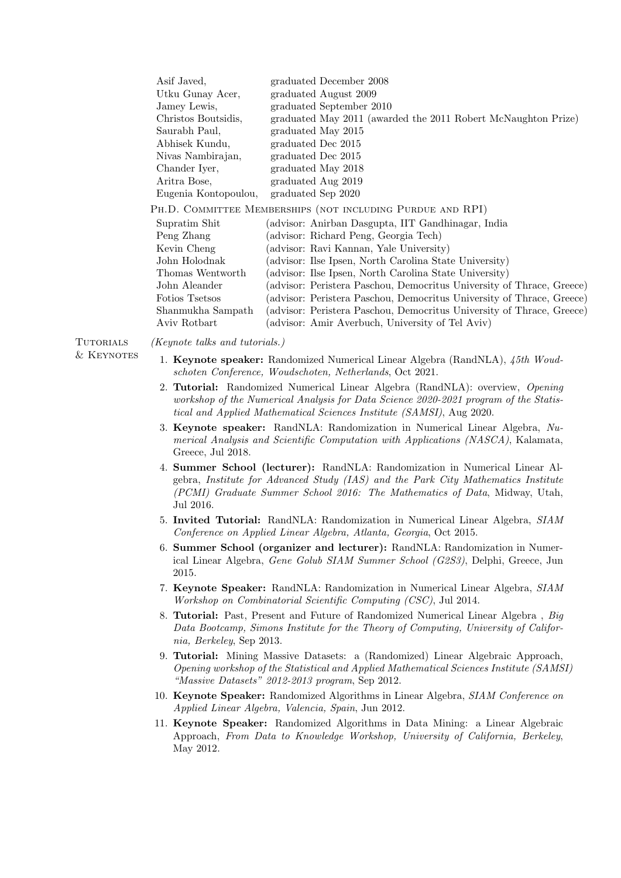| | |
|---|---|
| Asif Javed, | graduated December 2008 |
| Utku Gunay Acer, | graduated August 2009 |
| Jamey Lewis, | graduated September 2010 |
| Christos Boutsidis, | graduated May 2011 (awarded the 2011 Robert McNaughton Prize) |
| Saurabh Paul, | graduated May 2015 |
| Abhisek Kundu, | graduated Dec 2015 |
| Nivas Nambirajan, | graduated Dec 2015 |
| Chander Iyer, | graduated May 2018 |
| Aritra Bose, | graduated Aug 2019 |
| Eugenia Kontopoulou, | graduated Sep 2020 |

Ph.D. Committee Memberships (not including Purdue and RPI)

| | |
|---|---|
| Supratim Shit | (advisor: Anirban Dasgupta, IIT Gandhinagar, India |
| Peng Zhang | (advisor: Richard Peng, Georgia Tech) |
| Kevin Cheng | (advisor: Ravi Kannan, Yale University) |
| John Holodnak | (advisor: Ilse Ipsen, North Carolina State University) |
| Thomas Wentworth | (advisor: Ilse Ipsen, North Carolina State University) |
| John Aleander | (advisor: Peristera Paschou, Democritus University of Thrace, Greece) |
| Fotios Tsetsos | (advisor: Peristera Paschou, Democritus University of Thrace, Greece) |
| Shanmukha Sampath | (advisor: Peristera Paschou, Democritus University of Thrace, Greece) |
| Aviv Rotbart | (advisor: Amir Averbuch, University of Tel Aviv) |

## Tutorials & Keynotes

*(Keynote talks and tutorials.)*

1. **Keynote speaker:** Randomized Numerical Linear Algebra (RandNLA), *45th Woudschoten Conference, Woudschoten, Netherlands*, Oct 2021.
2. **Tutorial:** Randomized Numerical Linear Algebra (RandNLA): overview, *Opening workshop of the Numerical Analysis for Data Science 2020-2021 program of the Statistical and Applied Mathematical Sciences Institute (SAMSI)*, Aug 2020.
3. **Keynote speaker:** RandNLA: Randomization in Numerical Linear Algebra, *Numerical Analysis and Scientific Computation with Applications (NASCA)*, Kalamata, Greece, Jul 2018.
4. **Summer School (lecturer):** RandNLA: Randomization in Numerical Linear Algebra, *Institute for Advanced Study (IAS) and the Park City Mathematics Institute (PCMI) Graduate Summer School 2016: The Mathematics of Data*, Midway, Utah, Jul 2016.
5. **Invited Tutorial:** RandNLA: Randomization in Numerical Linear Algebra, *SIAM Conference on Applied Linear Algebra, Atlanta, Georgia*, Oct 2015.
6. **Summer School (organizer and lecturer):** RandNLA: Randomization in Numerical Linear Algebra, *Gene Golub SIAM Summer School (G2S3)*, Delphi, Greece, Jun 2015.
7. **Keynote Speaker:** RandNLA: Randomization in Numerical Linear Algebra, *SIAM Workshop on Combinatorial Scientific Computing (CSC)*, Jul 2014.
8. **Tutorial:** Past, Present and Future of Randomized Numerical Linear Algebra , *Big Data Bootcamp, Simons Institute for the Theory of Computing, University of California, Berkeley*, Sep 2013.
9. **Tutorial:** Mining Massive Datasets: a (Randomized) Linear Algebraic Approach, *Opening workshop of the Statistical and Applied Mathematical Sciences Institute (SAMSI) "Massive Datasets" 2012-2013 program*, Sep 2012.
10. **Keynote Speaker:** Randomized Algorithms in Linear Algebra, *SIAM Conference on Applied Linear Algebra, Valencia, Spain*, Jun 2012.
11. **Keynote Speaker:** Randomized Algorithms in Data Mining: a Linear Algebraic Approach, *From Data to Knowledge Workshop, University of California, Berkeley*, May 2012.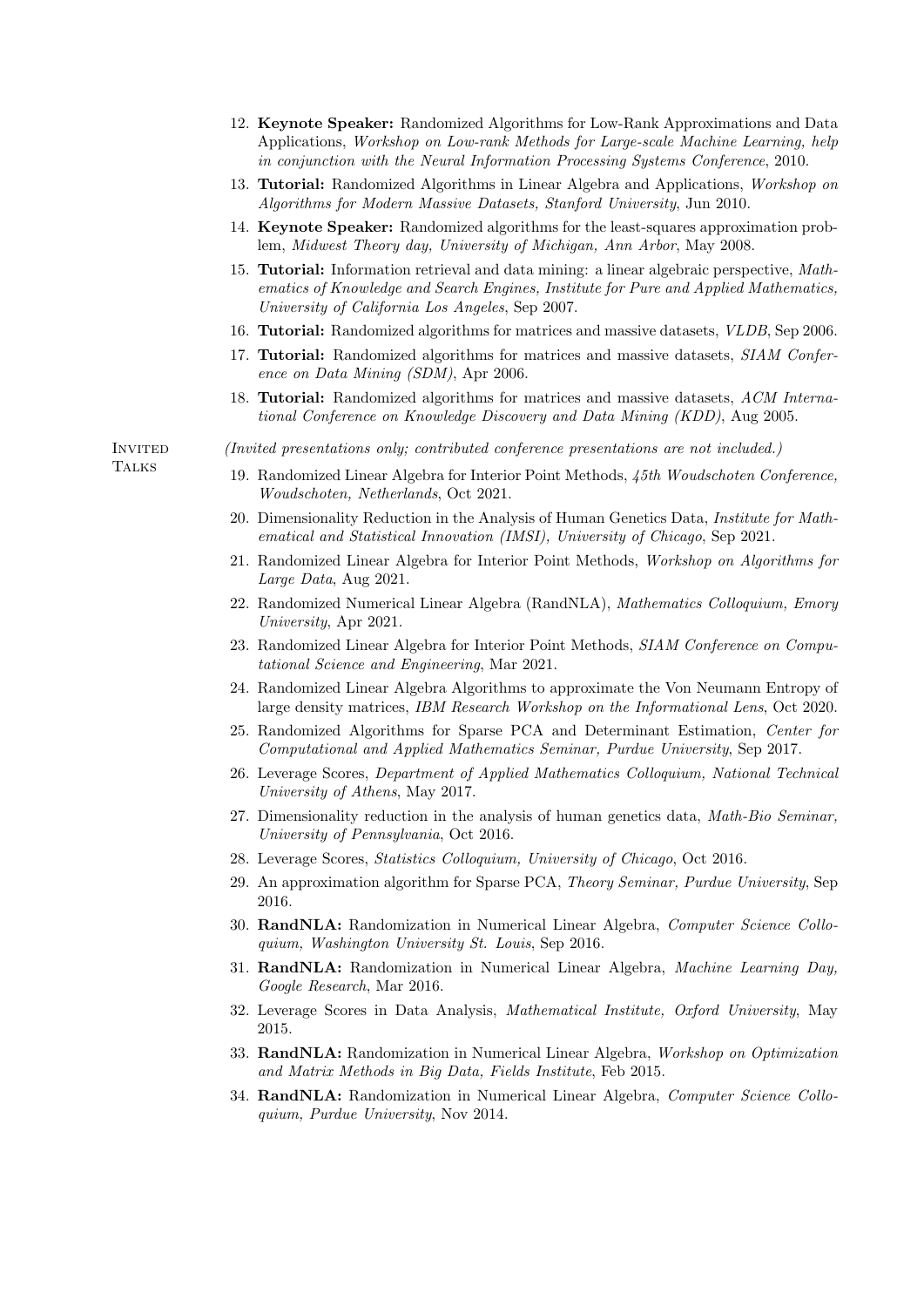12. **Keynote Speaker:** Randomized Algorithms for Low-Rank Approximations and Data Applications, *Workshop on Low-rank Methods for Large-scale Machine Learning, help in conjunction with the Neural Information Processing Systems Conference*, 2010.
13. **Tutorial:** Randomized Algorithms in Linear Algebra and Applications, *Workshop on Algorithms for Modern Massive Datasets, Stanford University*, Jun 2010.
14. **Keynote Speaker:** Randomized algorithms for the least-squares approximation problem, *Midwest Theory day, University of Michigan, Ann Arbor*, May 2008.
15. **Tutorial:** Information retrieval and data mining: a linear algebraic perspective, *Mathematics of Knowledge and Search Engines, Institute for Pure and Applied Mathematics, University of California Los Angeles*, Sep 2007.
16. **Tutorial:** Randomized algorithms for matrices and massive datasets, *VLDB*, Sep 2006.
17. **Tutorial:** Randomized algorithms for matrices and massive datasets, *SIAM Conference on Data Mining (SDM)*, Apr 2006.
18. **Tutorial:** Randomized algorithms for matrices and massive datasets, *ACM International Conference on Knowledge Discovery and Data Mining (KDD)*, Aug 2005.

## Invited Talks

*(Invited presentations only; contributed conference presentations are not included.)*

19. Randomized Linear Algebra for Interior Point Methods, *45th Woudschoten Conference, Woudschoten, Netherlands*, Oct 2021.
20. Dimensionality Reduction in the Analysis of Human Genetics Data, *Institute for Mathematical and Statistical Innovation (IMSI), University of Chicago*, Sep 2021.
21. Randomized Linear Algebra for Interior Point Methods, *Workshop on Algorithms for Large Data*, Aug 2021.
22. Randomized Numerical Linear Algebra (RandNLA), *Mathematics Colloquium, Emory University*, Apr 2021.
23. Randomized Linear Algebra for Interior Point Methods, *SIAM Conference on Computational Science and Engineering*, Mar 2021.
24. Randomized Linear Algebra Algorithms to approximate the Von Neumann Entropy of large density matrices, *IBM Research Workshop on the Informational Lens*, Oct 2020.
25. Randomized Algorithms for Sparse PCA and Determinant Estimation, *Center for Computational and Applied Mathematics Seminar, Purdue University*, Sep 2017.
26. Leverage Scores, *Department of Applied Mathematics Colloquium, National Technical University of Athens*, May 2017.
27. Dimensionality reduction in the analysis of human genetics data, *Math-Bio Seminar, University of Pennsylvania*, Oct 2016.
28. Leverage Scores, *Statistics Colloquium, University of Chicago*, Oct 2016.
29. An approximation algorithm for Sparse PCA, *Theory Seminar, Purdue University*, Sep 2016.
30. **RandNLA:** Randomization in Numerical Linear Algebra, *Computer Science Colloquium, Washington University St. Louis*, Sep 2016.
31. **RandNLA:** Randomization in Numerical Linear Algebra, *Machine Learning Day, Google Research*, Mar 2016.
32. Leverage Scores in Data Analysis, *Mathematical Institute, Oxford University*, May 2015.
33. **RandNLA:** Randomization in Numerical Linear Algebra, *Workshop on Optimization and Matrix Methods in Big Data, Fields Institute*, Feb 2015.
34. **RandNLA:** Randomization in Numerical Linear Algebra, *Computer Science Colloquium, Purdue University*, Nov 2014.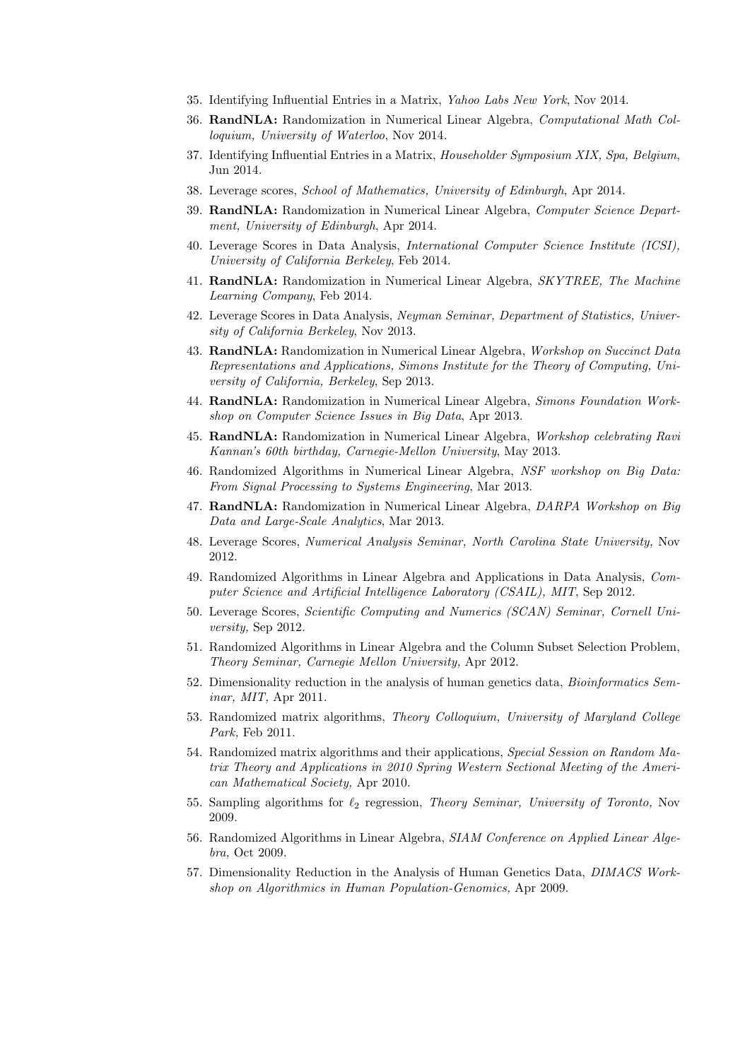35. Identifying Influential Entries in a Matrix, *Yahoo Labs New York*, Nov 2014.
36. **RandNLA:** Randomization in Numerical Linear Algebra, *Computational Math Colloquium, University of Waterloo*, Nov 2014.
37. Identifying Influential Entries in a Matrix, *Householder Symposium XIX, Spa, Belgium*, Jun 2014.
38. Leverage scores, *School of Mathematics, University of Edinburgh*, Apr 2014.
39. **RandNLA:** Randomization in Numerical Linear Algebra, *Computer Science Department, University of Edinburgh*, Apr 2014.
40. Leverage Scores in Data Analysis, *International Computer Science Institute (ICSI), University of California Berkeley*, Feb 2014.
41. **RandNLA:** Randomization in Numerical Linear Algebra, *SKYTREE, The Machine Learning Company*, Feb 2014.
42. Leverage Scores in Data Analysis, *Neyman Seminar, Department of Statistics, University of California Berkeley*, Nov 2013.
43. **RandNLA:** Randomization in Numerical Linear Algebra, *Workshop on Succinct Data Representations and Applications, Simons Institute for the Theory of Computing, University of California, Berkeley*, Sep 2013.
44. **RandNLA:** Randomization in Numerical Linear Algebra, *Simons Foundation Workshop on Computer Science Issues in Big Data*, Apr 2013.
45. **RandNLA:** Randomization in Numerical Linear Algebra, *Workshop celebrating Ravi Kannan's 60th birthday, Carnegie-Mellon University*, May 2013.
46. Randomized Algorithms in Numerical Linear Algebra, *NSF workshop on Big Data: From Signal Processing to Systems Engineering*, Mar 2013.
47. **RandNLA:** Randomization in Numerical Linear Algebra, *DARPA Workshop on Big Data and Large-Scale Analytics*, Mar 2013.
48. Leverage Scores, *Numerical Analysis Seminar, North Carolina State University,* Nov 2012.
49. Randomized Algorithms in Linear Algebra and Applications in Data Analysis, *Computer Science and Artificial Intelligence Laboratory (CSAIL), MIT*, Sep 2012.
50. Leverage Scores, *Scientific Computing and Numerics (SCAN) Seminar, Cornell University,* Sep 2012.
51. Randomized Algorithms in Linear Algebra and the Column Subset Selection Problem, *Theory Seminar, Carnegie Mellon University,* Apr 2012.
52. Dimensionality reduction in the analysis of human genetics data, *Bioinformatics Seminar, MIT,* Apr 2011.
53. Randomized matrix algorithms, *Theory Colloquium, University of Maryland College Park,* Feb 2011.
54. Randomized matrix algorithms and their applications, *Special Session on Random Matrix Theory and Applications in 2010 Spring Western Sectional Meeting of the American Mathematical Society,* Apr 2010.
55. Sampling algorithms for $\ell_2$ regression, *Theory Seminar, University of Toronto,* Nov 2009.
56. Randomized Algorithms in Linear Algebra, *SIAM Conference on Applied Linear Algebra,* Oct 2009.
57. Dimensionality Reduction in the Analysis of Human Genetics Data, *DIMACS Workshop on Algorithmics in Human Population-Genomics,* Apr 2009.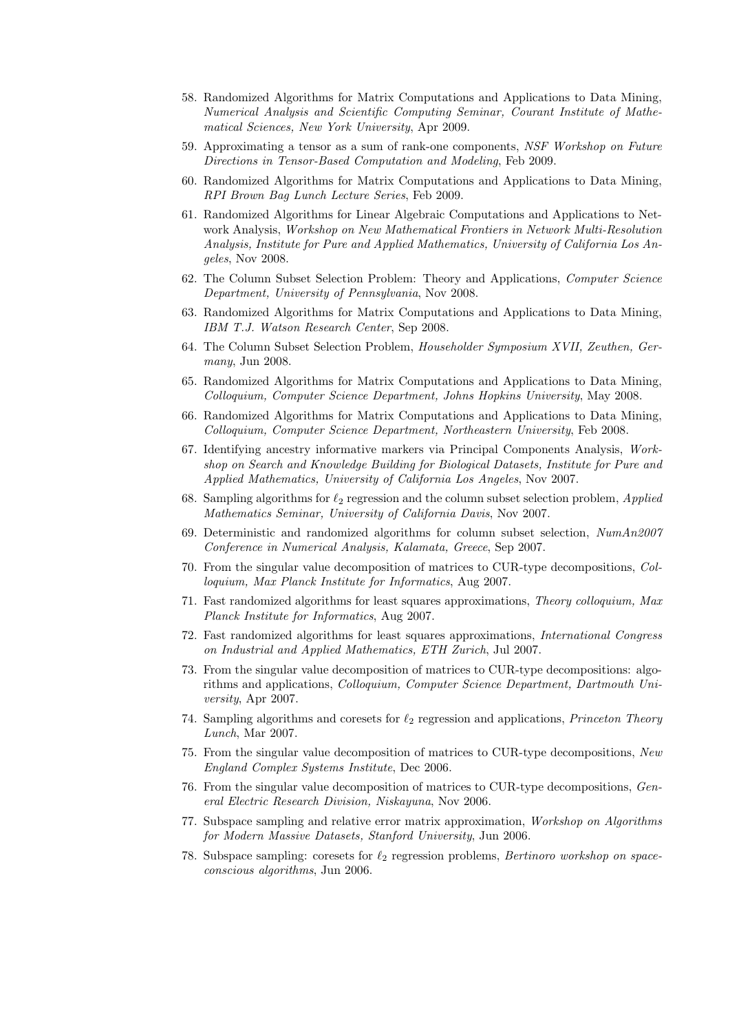58. Randomized Algorithms for Matrix Computations and Applications to Data Mining, *Numerical Analysis and Scientific Computing Seminar, Courant Institute of Mathematical Sciences, New York University*, Apr 2009.
59. Approximating a tensor as a sum of rank-one components, *NSF Workshop on Future Directions in Tensor-Based Computation and Modeling*, Feb 2009.
60. Randomized Algorithms for Matrix Computations and Applications to Data Mining, *RPI Brown Bag Lunch Lecture Series*, Feb 2009.
61. Randomized Algorithms for Linear Algebraic Computations and Applications to Network Analysis, *Workshop on New Mathematical Frontiers in Network Multi-Resolution Analysis, Institute for Pure and Applied Mathematics, University of California Los Angeles*, Nov 2008.
62. The Column Subset Selection Problem: Theory and Applications, *Computer Science Department, University of Pennsylvania*, Nov 2008.
63. Randomized Algorithms for Matrix Computations and Applications to Data Mining, *IBM T.J. Watson Research Center*, Sep 2008.
64. The Column Subset Selection Problem, *Householder Symposium XVII, Zeuthen, Germany*, Jun 2008.
65. Randomized Algorithms for Matrix Computations and Applications to Data Mining, *Colloquium, Computer Science Department, Johns Hopkins University*, May 2008.
66. Randomized Algorithms for Matrix Computations and Applications to Data Mining, *Colloquium, Computer Science Department, Northeastern University*, Feb 2008.
67. Identifying ancestry informative markers via Principal Components Analysis, *Workshop on Search and Knowledge Building for Biological Datasets, Institute for Pure and Applied Mathematics, University of California Los Angeles*, Nov 2007.
68. Sampling algorithms for $\ell_2$ regression and the column subset selection problem, *Applied Mathematics Seminar, University of California Davis*, Nov 2007.
69. Deterministic and randomized algorithms for column subset selection, *NumAn2007 Conference in Numerical Analysis, Kalamata, Greece*, Sep 2007.
70. From the singular value decomposition of matrices to CUR-type decompositions, *Colloquium, Max Planck Institute for Informatics*, Aug 2007.
71. Fast randomized algorithms for least squares approximations, *Theory colloquium, Max Planck Institute for Informatics*, Aug 2007.
72. Fast randomized algorithms for least squares approximations, *International Congress on Industrial and Applied Mathematics, ETH Zurich*, Jul 2007.
73. From the singular value decomposition of matrices to CUR-type decompositions: algorithms and applications, *Colloquium, Computer Science Department, Dartmouth University*, Apr 2007.
74. Sampling algorithms and coresets for $\ell_2$ regression and applications, *Princeton Theory Lunch*, Mar 2007.
75. From the singular value decomposition of matrices to CUR-type decompositions, *New England Complex Systems Institute*, Dec 2006.
76. From the singular value decomposition of matrices to CUR-type decompositions, *General Electric Research Division, Niskayuna*, Nov 2006.
77. Subspace sampling and relative error matrix approximation, *Workshop on Algorithms for Modern Massive Datasets, Stanford University*, Jun 2006.
78. Subspace sampling: coresets for $\ell_2$ regression problems, *Bertinoro workshop on space-conscious algorithms*, Jun 2006.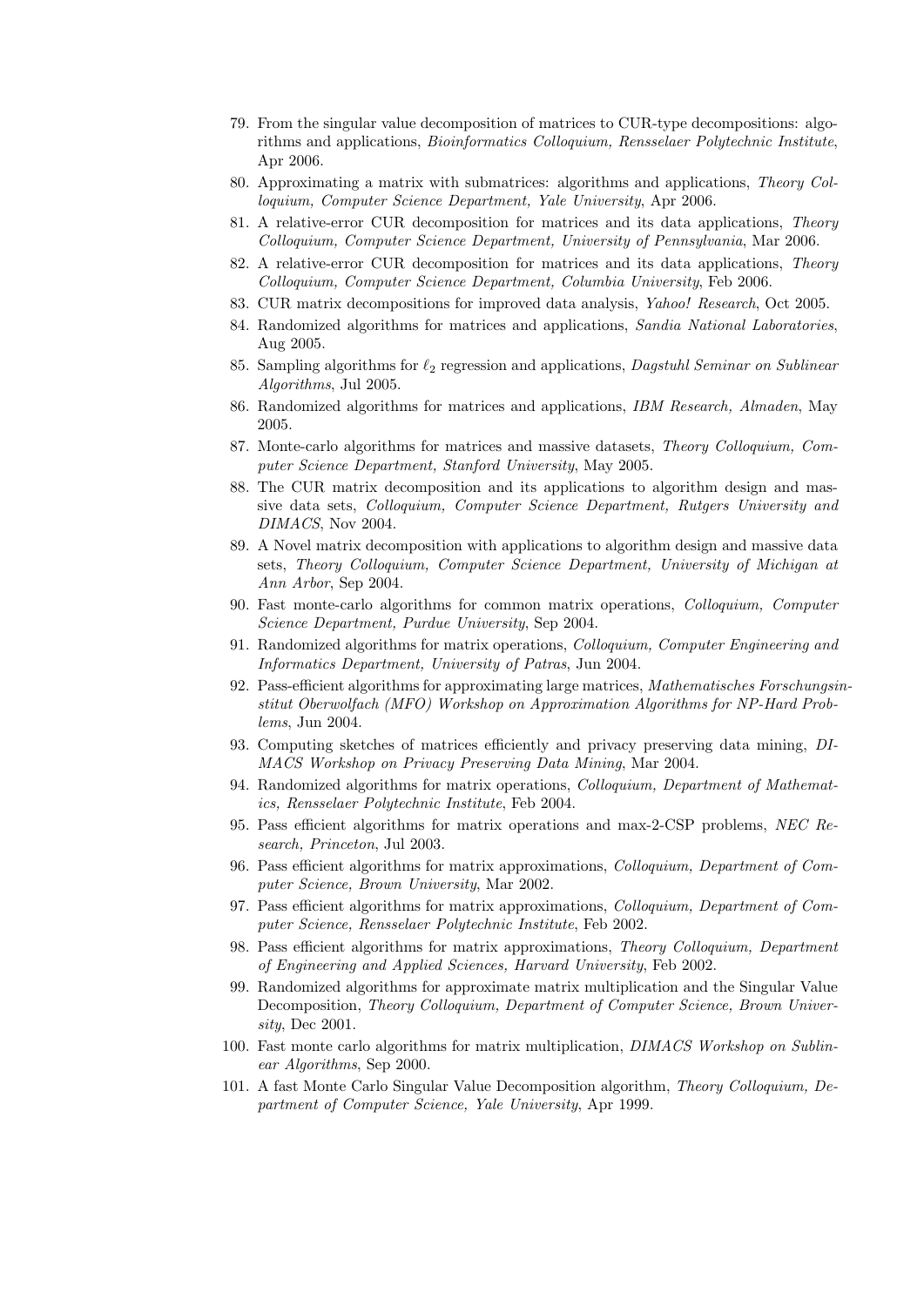79. From the singular value decomposition of matrices to CUR-type decompositions: algorithms and applications, *Bioinformatics Colloquium, Rensselaer Polytechnic Institute*, Apr 2006.
80. Approximating a matrix with submatrices: algorithms and applications, *Theory Colloquium, Computer Science Department, Yale University*, Apr 2006.
81. A relative-error CUR decomposition for matrices and its data applications, *Theory Colloquium, Computer Science Department, University of Pennsylvania*, Mar 2006.
82. A relative-error CUR decomposition for matrices and its data applications, *Theory Colloquium, Computer Science Department, Columbia University*, Feb 2006.
83. CUR matrix decompositions for improved data analysis, *Yahoo! Research*, Oct 2005.
84. Randomized algorithms for matrices and applications, *Sandia National Laboratories*, Aug 2005.
85. Sampling algorithms for $\ell_2$ regression and applications, *Dagstuhl Seminar on Sublinear Algorithms*, Jul 2005.
86. Randomized algorithms for matrices and applications, *IBM Research, Almaden*, May 2005.
87. Monte-carlo algorithms for matrices and massive datasets, *Theory Colloquium, Computer Science Department, Stanford University*, May 2005.
88. The CUR matrix decomposition and its applications to algorithm design and massive data sets, *Colloquium, Computer Science Department, Rutgers University and DIMACS*, Nov 2004.
89. A Novel matrix decomposition with applications to algorithm design and massive data sets, *Theory Colloquium, Computer Science Department, University of Michigan at Ann Arbor*, Sep 2004.
90. Fast monte-carlo algorithms for common matrix operations, *Colloquium, Computer Science Department, Purdue University*, Sep 2004.
91. Randomized algorithms for matrix operations, *Colloquium, Computer Engineering and Informatics Department, University of Patras*, Jun 2004.
92. Pass-efficient algorithms for approximating large matrices, *Mathematisches Forschungsinstitut Oberwolfach (MFO) Workshop on Approximation Algorithms for NP-Hard Problems*, Jun 2004.
93. Computing sketches of matrices efficiently and privacy preserving data mining, *DIMACS Workshop on Privacy Preserving Data Mining*, Mar 2004.
94. Randomized algorithms for matrix operations, *Colloquium, Department of Mathematics, Rensselaer Polytechnic Institute*, Feb 2004.
95. Pass efficient algorithms for matrix operations and max-2-CSP problems, *NEC Research, Princeton*, Jul 2003.
96. Pass efficient algorithms for matrix approximations, *Colloquium, Department of Computer Science, Brown University*, Mar 2002.
97. Pass efficient algorithms for matrix approximations, *Colloquium, Department of Computer Science, Rensselaer Polytechnic Institute*, Feb 2002.
98. Pass efficient algorithms for matrix approximations, *Theory Colloquium, Department of Engineering and Applied Sciences, Harvard University*, Feb 2002.
99. Randomized algorithms for approximate matrix multiplication and the Singular Value Decomposition, *Theory Colloquium, Department of Computer Science, Brown University*, Dec 2001.
100. Fast monte carlo algorithms for matrix multiplication, *DIMACS Workshop on Sublinear Algorithms*, Sep 2000.
101. A fast Monte Carlo Singular Value Decomposition algorithm, *Theory Colloquium, Department of Computer Science, Yale University*, Apr 1999.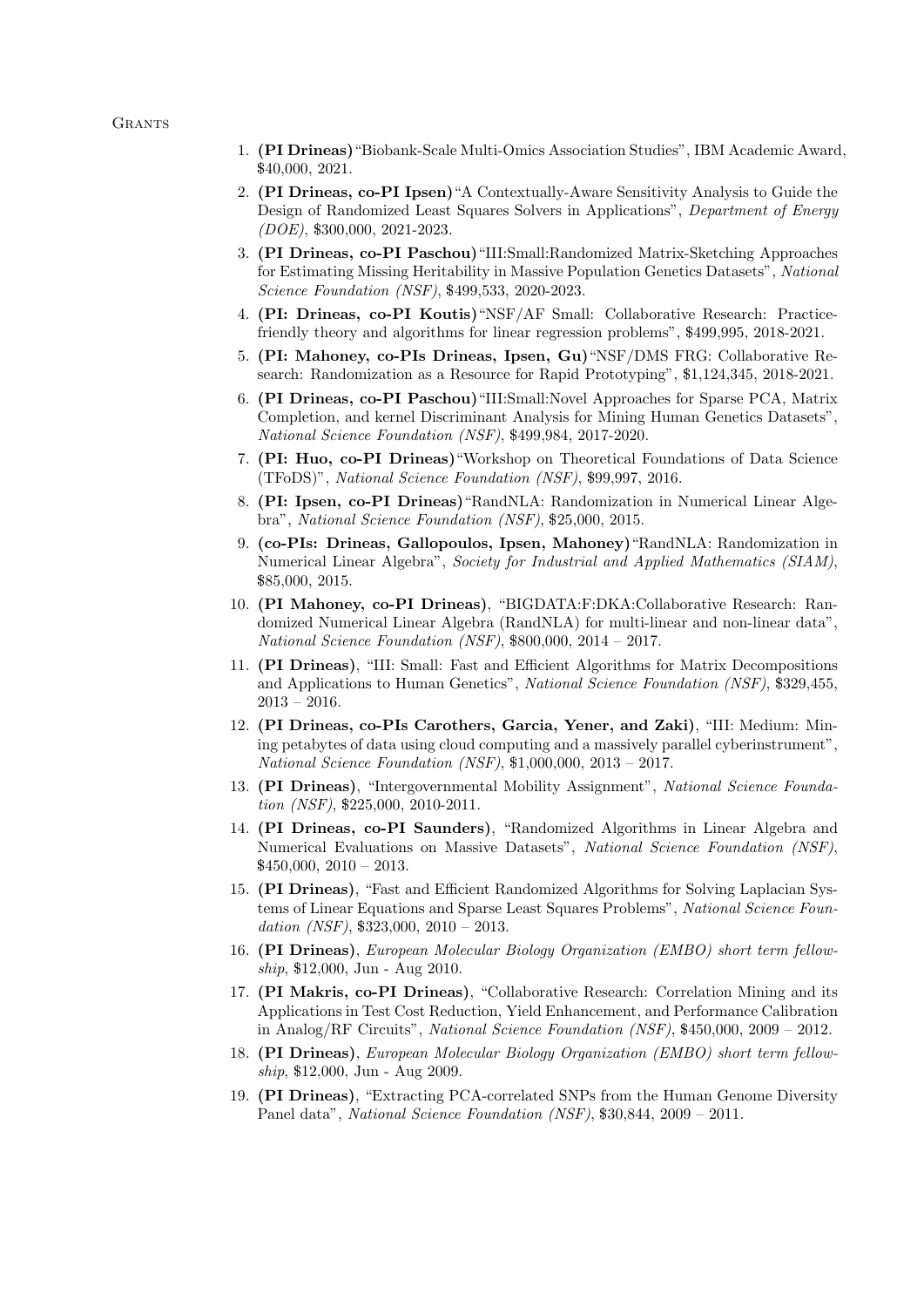## Grants

1. **(PI Drineas)** "Biobank-Scale Multi-Omics Association Studies", IBM Academic Award, $40,000, 2021.
2. **(PI Drineas, co-PI Ipsen)** "A Contextually-Aware Sensitivity Analysis to Guide the Design of Randomized Least Squares Solvers in Applications", *Department of Energy (DOE)*, $300,000, 2021-2023.
3. **(PI Drineas, co-PI Paschou)** "III:Small:Randomized Matrix-Sketching Approaches for Estimating Missing Heritability in Massive Population Genetics Datasets", *National Science Foundation (NSF)*, $499,533, 2020-2023.
4. **(PI: Drineas, co-PI Koutis)** "NSF/AF Small: Collaborative Research: Practice-friendly theory and algorithms for linear regression problems", $499,995, 2018-2021.
5. **(PI: Mahoney, co-PIs Drineas, Ipsen, Gu)** "NSF/DMS FRG: Collaborative Research: Randomization as a Resource for Rapid Prototyping", $1,124,345, 2018-2021.
6. **(PI Drineas, co-PI Paschou)** "III:Small:Novel Approaches for Sparse PCA, Matrix Completion, and kernel Discriminant Analysis for Mining Human Genetics Datasets", *National Science Foundation (NSF)*, $499,984, 2017-2020.
7. **(PI: Huo, co-PI Drineas)** "Workshop on Theoretical Foundations of Data Science (TFoDS)", *National Science Foundation (NSF)*, $99,997, 2016.
8. **(PI: Ipsen, co-PI Drineas)** "RandNLA: Randomization in Numerical Linear Algebra", *National Science Foundation (NSF)*, $25,000, 2015.
9. **(co-PIs: Drineas, Gallopoulos, Ipsen, Mahoney)** "RandNLA: Randomization in Numerical Linear Algebra", *Society for Industrial and Applied Mathematics (SIAM)*, $85,000, 2015.
10. **(PI Mahoney, co-PI Drineas)**, "BIGDATA:F:DKA:Collaborative Research: Randomized Numerical Linear Algebra (RandNLA) for multi-linear and non-linear data", *National Science Foundation (NSF)*, $800,000, 2014 – 2017.
11. **(PI Drineas)**, "III: Small: Fast and Efficient Algorithms for Matrix Decompositions and Applications to Human Genetics", *National Science Foundation (NSF)*, $329,455, 2013 – 2016.
12. **(PI Drineas, co-PIs Carothers, Garcia, Yener, and Zaki)**, "III: Medium: Mining petabytes of data using cloud computing and a massively parallel cyberinstrument", *National Science Foundation (NSF)*, $1,000,000, 2013 – 2017.
13. **(PI Drineas)**, "Intergovernmental Mobility Assignment", *National Science Foundation (NSF)*, $225,000, 2010-2011.
14. **(PI Drineas, co-PI Saunders)**, "Randomized Algorithms in Linear Algebra and Numerical Evaluations on Massive Datasets", *National Science Foundation (NSF)*, $450,000, 2010 – 2013.
15. **(PI Drineas)**, "Fast and Efficient Randomized Algorithms for Solving Laplacian Systems of Linear Equations and Sparse Least Squares Problems", *National Science Foundation (NSF)*, $323,000, 2010 – 2013.
16. **(PI Drineas)**, *European Molecular Biology Organization (EMBO) short term fellowship*, $12,000, Jun - Aug 2010.
17. **(PI Makris, co-PI Drineas)**, "Collaborative Research: Correlation Mining and its Applications in Test Cost Reduction, Yield Enhancement, and Performance Calibration in Analog/RF Circuits", *National Science Foundation (NSF)*, $450,000, 2009 – 2012.
18. **(PI Drineas)**, *European Molecular Biology Organization (EMBO) short term fellowship*, $12,000, Jun - Aug 2009.
19. **(PI Drineas)**, "Extracting PCA-correlated SNPs from the Human Genome Diversity Panel data", *National Science Foundation (NSF)*, $30,844, 2009 – 2011.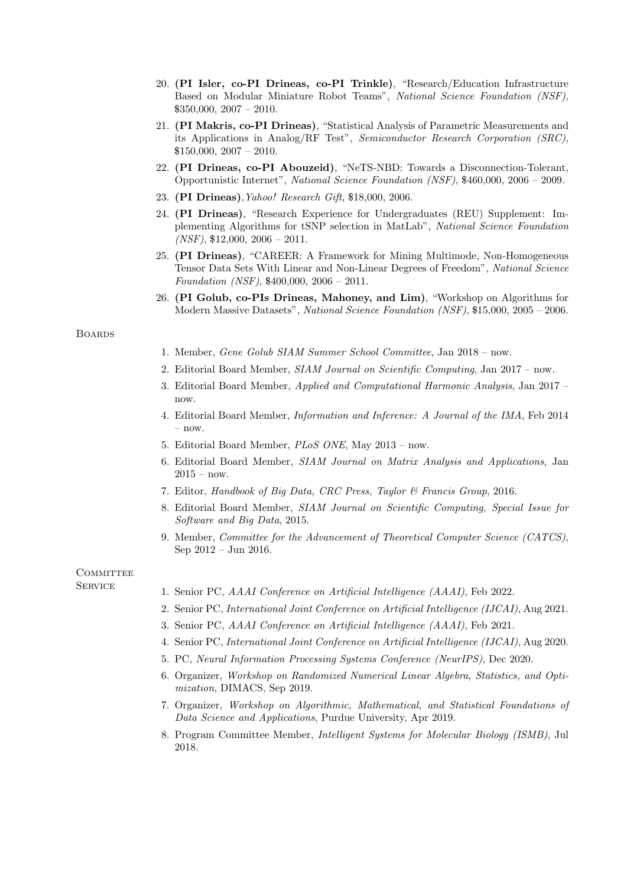20. **(PI Isler, co-PI Drineas, co-PI Trinkle)**, "Research/Education Infrastructure Based on Modular Miniature Robot Teams", *National Science Foundation (NSF)*, $350,000, 2007 – 2010.
21. **(PI Makris, co-PI Drineas)**, "Statistical Analysis of Parametric Measurements and its Applications in Analog/RF Test", *Semiconductor Research Corporation (SRC)*, $150,000, 2007 – 2010.
22. **(PI Drineas, co-PI Abouzeid)**, "NeTS-NBD: Towards a Disconnection-Tolerant, Opportunistic Internet", *National Science Foundation (NSF)*, $460,000, 2006 – 2009.
23. **(PI Drineas)**, *Yahoo! Research Gift*, $18,000, 2006.
24. **(PI Drineas)**, "Research Experience for Undergraduates (REU) Supplement: Implementing Algorithms for tSNP selection in MatLab", *National Science Foundation (NSF)*, $12,000, 2006 – 2011.
25. **(PI Drineas)**, "CAREER: A Framework for Mining Multimode, Non-Homogeneous Tensor Data Sets With Linear and Non-Linear Degrees of Freedom", *National Science Foundation (NSF)*, $400,000, 2006 – 2011.
26. **(PI Golub, co-PIs Drineas, Mahoney, and Lim)**, "Workshop on Algorithms for Modern Massive Datasets", *National Science Foundation (NSF)*, $15,000, 2005 – 2006.

## Boards

1. Member, *Gene Golub SIAM Summer School Committee*, Jan 2018 – now.
2. Editorial Board Member, *SIAM Journal on Scientific Computing*, Jan 2017 – now.
3. Editorial Board Member, *Applied and Computational Harmonic Analysis*, Jan 2017 – now.
4. Editorial Board Member, *Information and Inference: A Journal of the IMA*, Feb 2014 – now.
5. Editorial Board Member, *PLoS ONE*, May 2013 – now.
6. Editorial Board Member, *SIAM Journal on Matrix Analysis and Applications*, Jan 2015 – now.
7. Editor, *Handbook of Big Data, CRC Press, Taylor & Francis Group*, 2016.
8. Editorial Board Member, *SIAM Journal on Scientific Computing, Special Issue for Software and Big Data*, 2015.
9. Member, *Committee for the Advancement of Theoretical Computer Science (CATCS)*, Sep 2012 – Jun 2016.

## Committee Service

1. Senior PC, *AAAI Conference on Artificial Intelligence (AAAI)*, Feb 2022.
2. Senior PC, *International Joint Conference on Artificial Intelligence (IJCAI)*, Aug 2021.
3. Senior PC, *AAAI Conference on Artificial Intelligence (AAAI)*, Feb 2021.
4. Senior PC, *International Joint Conference on Artificial Intelligence (IJCAI)*, Aug 2020.
5. PC, *Neural Information Processing Systems Conference (NeurIPS)*, Dec 2020.
6. Organizer, *Workshop on Randomized Numerical Linear Algebra, Statistics, and Optimization*, DIMACS, Sep 2019.
7. Organizer, *Workshop on Algorithmic, Mathematical, and Statistical Foundations of Data Science and Applications*, Purdue University, Apr 2019.
8. Program Committee Member, *Intelligent Systems for Molecular Biology (ISMB)*, Jul 2018.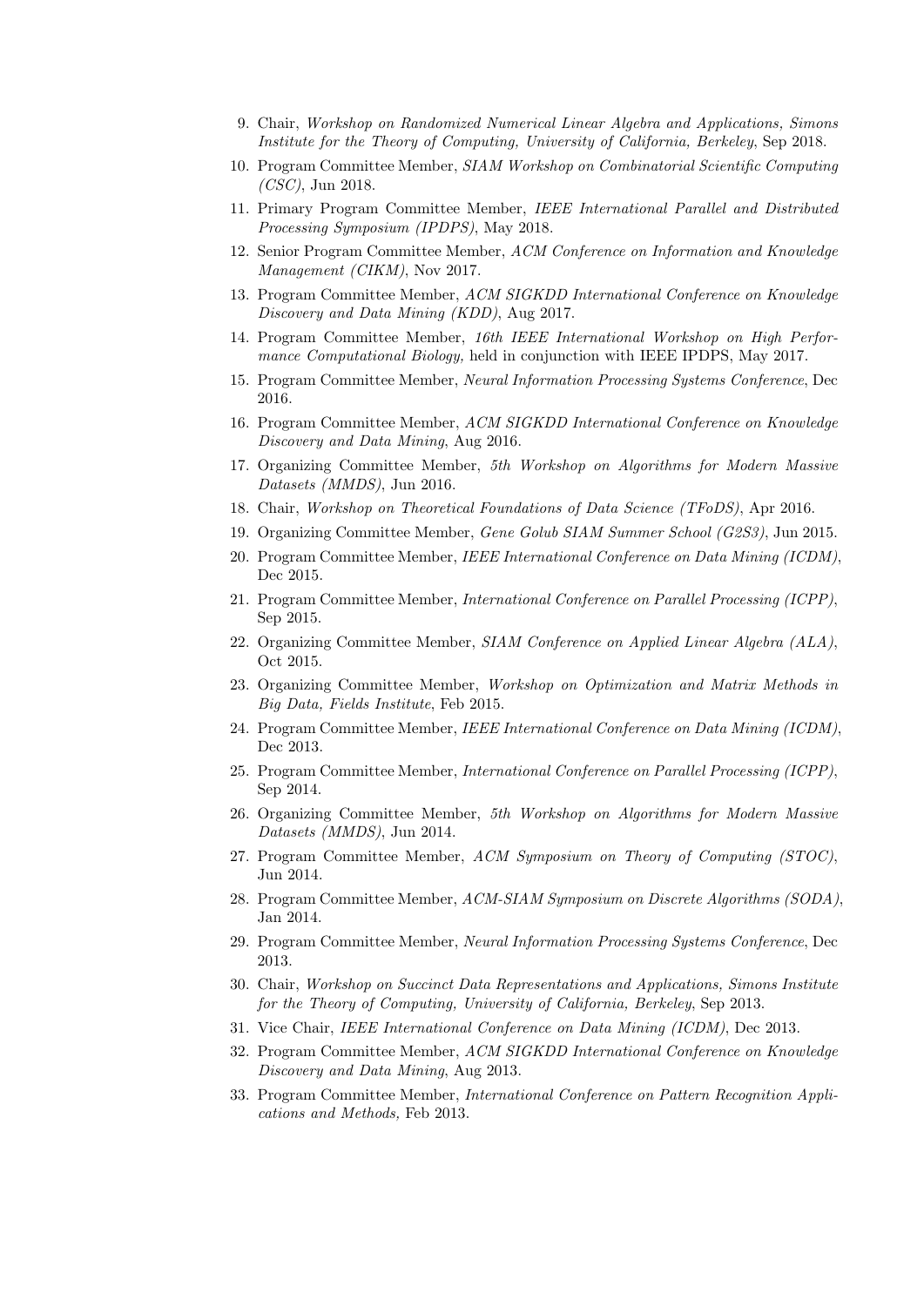9. Chair, *Workshop on Randomized Numerical Linear Algebra and Applications, Simons Institute for the Theory of Computing, University of California, Berkeley*, Sep 2018.
10. Program Committee Member, *SIAM Workshop on Combinatorial Scientific Computing (CSC)*, Jun 2018.
11. Primary Program Committee Member, *IEEE International Parallel and Distributed Processing Symposium (IPDPS)*, May 2018.
12. Senior Program Committee Member, *ACM Conference on Information and Knowledge Management (CIKM)*, Nov 2017.
13. Program Committee Member, *ACM SIGKDD International Conference on Knowledge Discovery and Data Mining (KDD)*, Aug 2017.
14. Program Committee Member, *16th IEEE International Workshop on High Performance Computational Biology,* held in conjunction with IEEE IPDPS, May 2017.
15. Program Committee Member, *Neural Information Processing Systems Conference*, Dec 2016.
16. Program Committee Member, *ACM SIGKDD International Conference on Knowledge Discovery and Data Mining*, Aug 2016.
17. Organizing Committee Member, *5th Workshop on Algorithms for Modern Massive Datasets (MMDS)*, Jun 2016.
18. Chair, *Workshop on Theoretical Foundations of Data Science (TFoDS)*, Apr 2016.
19. Organizing Committee Member, *Gene Golub SIAM Summer School (G2S3)*, Jun 2015.
20. Program Committee Member, *IEEE International Conference on Data Mining (ICDM)*, Dec 2015.
21. Program Committee Member, *International Conference on Parallel Processing (ICPP)*, Sep 2015.
22. Organizing Committee Member, *SIAM Conference on Applied Linear Algebra (ALA)*, Oct 2015.
23. Organizing Committee Member, *Workshop on Optimization and Matrix Methods in Big Data, Fields Institute*, Feb 2015.
24. Program Committee Member, *IEEE International Conference on Data Mining (ICDM)*, Dec 2013.
25. Program Committee Member, *International Conference on Parallel Processing (ICPP)*, Sep 2014.
26. Organizing Committee Member, *5th Workshop on Algorithms for Modern Massive Datasets (MMDS)*, Jun 2014.
27. Program Committee Member, *ACM Symposium on Theory of Computing (STOC)*, Jun 2014.
28. Program Committee Member, *ACM-SIAM Symposium on Discrete Algorithms (SODA)*, Jan 2014.
29. Program Committee Member, *Neural Information Processing Systems Conference*, Dec 2013.
30. Chair, *Workshop on Succinct Data Representations and Applications, Simons Institute for the Theory of Computing, University of California, Berkeley*, Sep 2013.
31. Vice Chair, *IEEE International Conference on Data Mining (ICDM)*, Dec 2013.
32. Program Committee Member, *ACM SIGKDD International Conference on Knowledge Discovery and Data Mining*, Aug 2013.
33. Program Committee Member, *International Conference on Pattern Recognition Applications and Methods,* Feb 2013.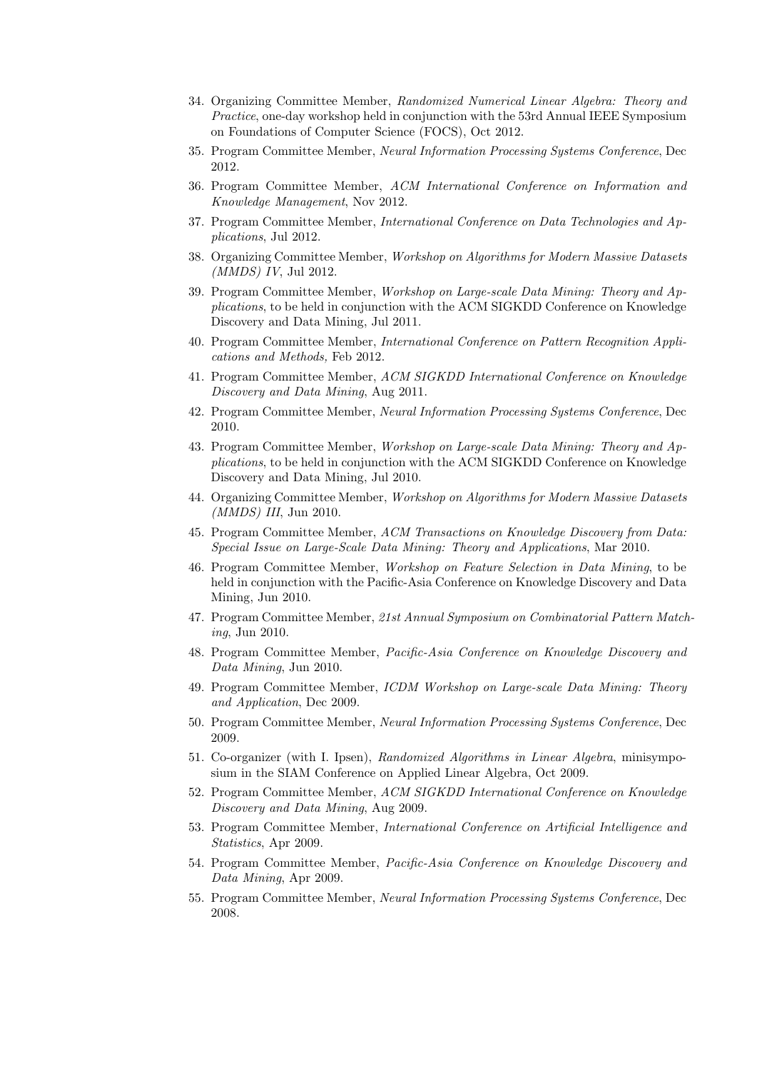34. Organizing Committee Member, *Randomized Numerical Linear Algebra: Theory and Practice*, one-day workshop held in conjunction with the 53rd Annual IEEE Symposium on Foundations of Computer Science (FOCS), Oct 2012.
35. Program Committee Member, *Neural Information Processing Systems Conference*, Dec 2012.
36. Program Committee Member, *ACM International Conference on Information and Knowledge Management*, Nov 2012.
37. Program Committee Member, *International Conference on Data Technologies and Applications*, Jul 2012.
38. Organizing Committee Member, *Workshop on Algorithms for Modern Massive Datasets (MMDS) IV*, Jul 2012.
39. Program Committee Member, *Workshop on Large-scale Data Mining: Theory and Applications*, to be held in conjunction with the ACM SIGKDD Conference on Knowledge Discovery and Data Mining, Jul 2011.
40. Program Committee Member, *International Conference on Pattern Recognition Applications and Methods,* Feb 2012.
41. Program Committee Member, *ACM SIGKDD International Conference on Knowledge Discovery and Data Mining*, Aug 2011.
42. Program Committee Member, *Neural Information Processing Systems Conference*, Dec 2010.
43. Program Committee Member, *Workshop on Large-scale Data Mining: Theory and Applications*, to be held in conjunction with the ACM SIGKDD Conference on Knowledge Discovery and Data Mining, Jul 2010.
44. Organizing Committee Member, *Workshop on Algorithms for Modern Massive Datasets (MMDS) III*, Jun 2010.
45. Program Committee Member, *ACM Transactions on Knowledge Discovery from Data: Special Issue on Large-Scale Data Mining: Theory and Applications*, Mar 2010.
46. Program Committee Member, *Workshop on Feature Selection in Data Mining*, to be held in conjunction with the Pacific-Asia Conference on Knowledge Discovery and Data Mining, Jun 2010.
47. Program Committee Member, *21st Annual Symposium on Combinatorial Pattern Matching*, Jun 2010.
48. Program Committee Member, *Pacific-Asia Conference on Knowledge Discovery and Data Mining*, Jun 2010.
49. Program Committee Member, *ICDM Workshop on Large-scale Data Mining: Theory and Application*, Dec 2009.
50. Program Committee Member, *Neural Information Processing Systems Conference*, Dec 2009.
51. Co-organizer (with I. Ipsen), *Randomized Algorithms in Linear Algebra*, minisymposium in the SIAM Conference on Applied Linear Algebra, Oct 2009.
52. Program Committee Member, *ACM SIGKDD International Conference on Knowledge Discovery and Data Mining*, Aug 2009.
53. Program Committee Member, *International Conference on Artificial Intelligence and Statistics*, Apr 2009.
54. Program Committee Member, *Pacific-Asia Conference on Knowledge Discovery and Data Mining*, Apr 2009.
55. Program Committee Member, *Neural Information Processing Systems Conference*, Dec 2008.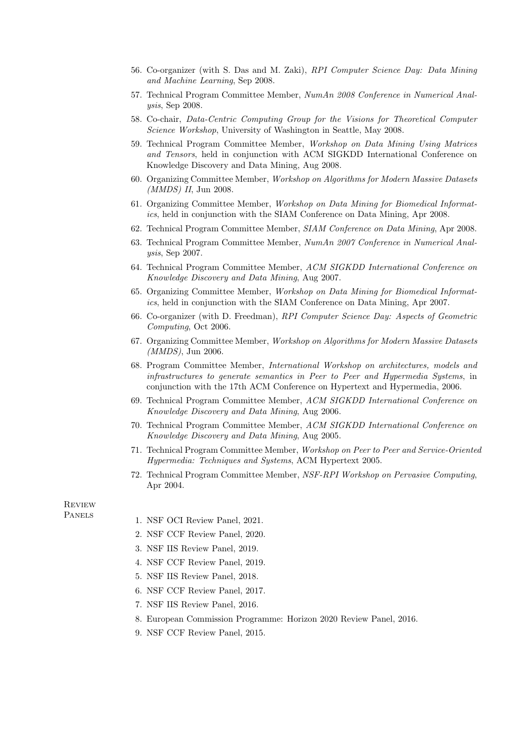56. Co-organizer (with S. Das and M. Zaki), *RPI Computer Science Day: Data Mining and Machine Learning*, Sep 2008.
57. Technical Program Committee Member, *NumAn 2008 Conference in Numerical Analysis*, Sep 2008.
58. Co-chair, *Data-Centric Computing Group for the Visions for Theoretical Computer Science Workshop*, University of Washington in Seattle, May 2008.
59. Technical Program Committee Member, *Workshop on Data Mining Using Matrices and Tensors*, held in conjunction with ACM SIGKDD International Conference on Knowledge Discovery and Data Mining, Aug 2008.
60. Organizing Committee Member, *Workshop on Algorithms for Modern Massive Datasets (MMDS) II*, Jun 2008.
61. Organizing Committee Member, *Workshop on Data Mining for Biomedical Informatics*, held in conjunction with the SIAM Conference on Data Mining, Apr 2008.
62. Technical Program Committee Member, *SIAM Conference on Data Mining*, Apr 2008.
63. Technical Program Committee Member, *NumAn 2007 Conference in Numerical Analysis*, Sep 2007.
64. Technical Program Committee Member, *ACM SIGKDD International Conference on Knowledge Discovery and Data Mining*, Aug 2007.
65. Organizing Committee Member, *Workshop on Data Mining for Biomedical Informatics*, held in conjunction with the SIAM Conference on Data Mining, Apr 2007.
66. Co-organizer (with D. Freedman), *RPI Computer Science Day: Aspects of Geometric Computing*, Oct 2006.
67. Organizing Committee Member, *Workshop on Algorithms for Modern Massive Datasets (MMDS)*, Jun 2006.
68. Program Committee Member, *International Workshop on architectures, models and infrastructures to generate semantics in Peer to Peer and Hypermedia Systems*, in conjunction with the 17th ACM Conference on Hypertext and Hypermedia, 2006.
69. Technical Program Committee Member, *ACM SIGKDD International Conference on Knowledge Discovery and Data Mining*, Aug 2006.
70. Technical Program Committee Member, *ACM SIGKDD International Conference on Knowledge Discovery and Data Mining*, Aug 2005.
71. Technical Program Committee Member, *Workshop on Peer to Peer and Service-Oriented Hypermedia: Techniques and Systems*, ACM Hypertext 2005.
72. Technical Program Committee Member, *NSF-RPI Workshop on Pervasive Computing*, Apr 2004.

## Review Panels

1. NSF OCI Review Panel, 2021.
2. NSF CCF Review Panel, 2020.
3. NSF IIS Review Panel, 2019.
4. NSF CCF Review Panel, 2019.
5. NSF IIS Review Panel, 2018.
6. NSF CCF Review Panel, 2017.
7. NSF IIS Review Panel, 2016.
8. European Commission Programme: Horizon 2020 Review Panel, 2016.
9. NSF CCF Review Panel, 2015.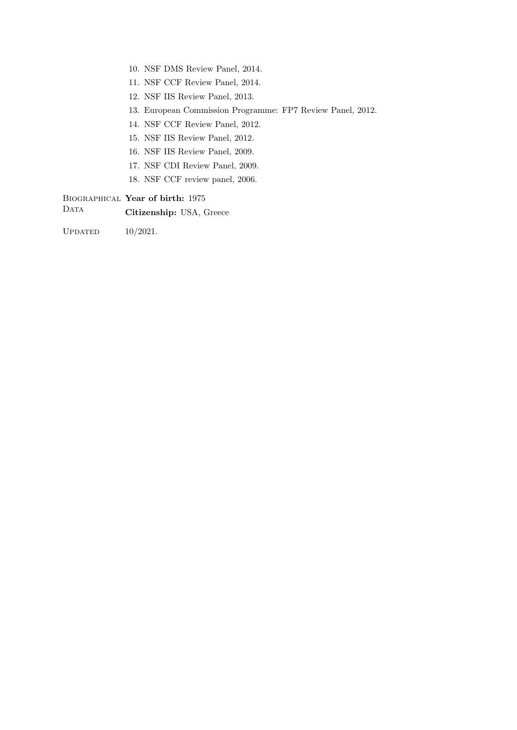10. NSF DMS Review Panel, 2014.
11. NSF CCF Review Panel, 2014.
12. NSF IIS Review Panel, 2013.
13. European Commission Programme: FP7 Review Panel, 2012.
14. NSF CCF Review Panel, 2012.
15. NSF IIS Review Panel, 2012.
16. NSF IIS Review Panel, 2009.
17. NSF CDI Review Panel, 2009.
18. NSF CCF review panel, 2006.

BIOGRAPHICAL DATA

**Year of birth:** 1975

**Citizenship:** USA, Greece

UPDATED 10/2021.